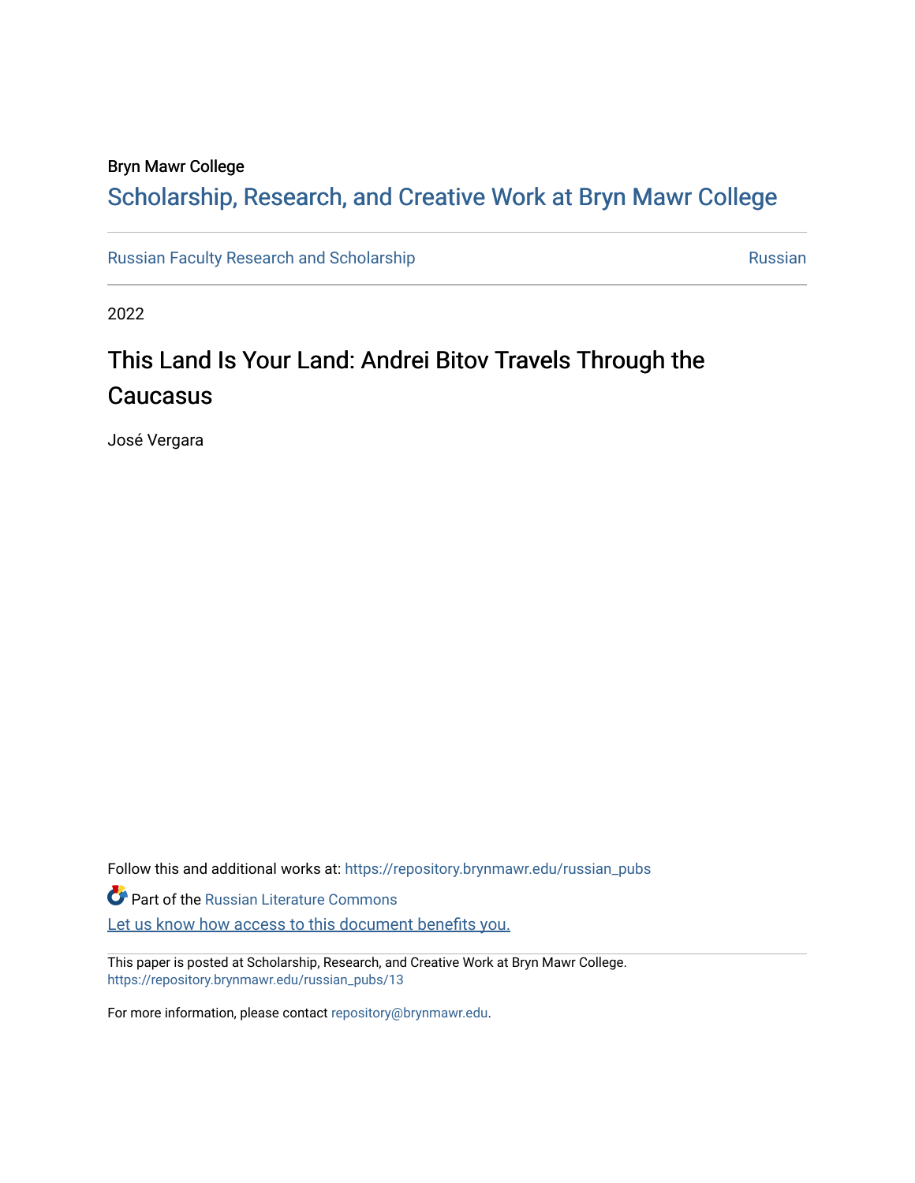Bryn Mawr College

## Scholarship, Research, and Creative Work at Bryn Mawr College

Russian Faculty Research and Scholarship

Russian

2022

# This Land Is Your Land: Andrei Bitov Travels Through the Caucasus

José Vergara

Follow this and additional works at: https://repository.brynmawr.edu/russian_pubs

Part of the Russian Literature Commons

Let us know how access to this document benefits you.

This paper is posted at Scholarship, Research, and Creative Work at Bryn Mawr College.
https://repository.brynmawr.edu/russian_pubs/13

For more information, please contact repository@brynmawr.edu.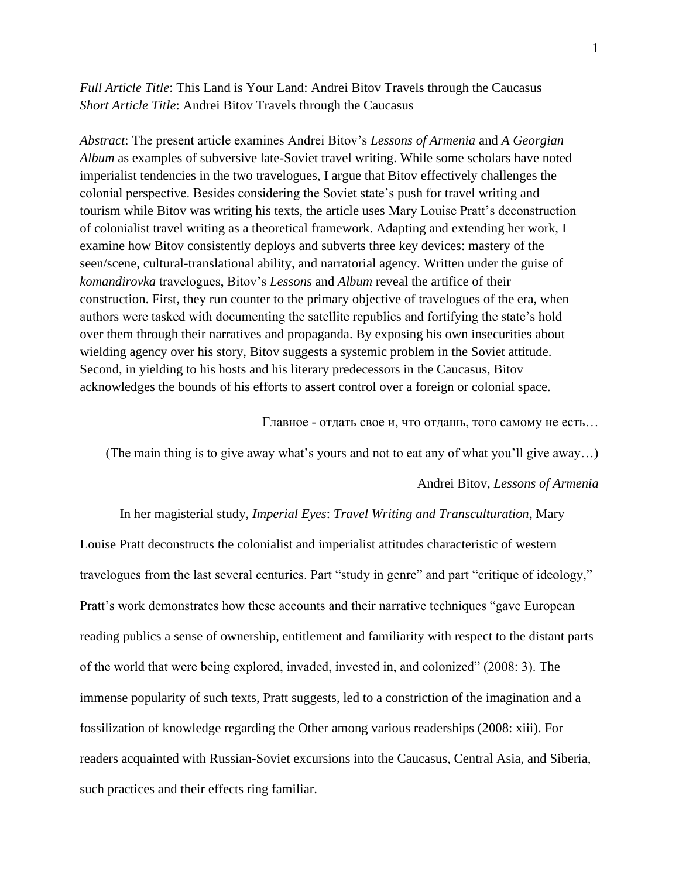*Full Article Title*: This Land is Your Land: Andrei Bitov Travels through the Caucasus
*Short Article Title*: Andrei Bitov Travels through the Caucasus

*Abstract*: The present article examines Andrei Bitov's *Lessons of Armenia* and *A Georgian Album* as examples of subversive late-Soviet travel writing. While some scholars have noted imperialist tendencies in the two travelogues, I argue that Bitov effectively challenges the colonial perspective. Besides considering the Soviet state's push for travel writing and tourism while Bitov was writing his texts, the article uses Mary Louise Pratt's deconstruction of colonialist travel writing as a theoretical framework. Adapting and extending her work, I examine how Bitov consistently deploys and subverts three key devices: mastery of the seen/scene, cultural-translational ability, and narratorial agency. Written under the guise of *komandirovka* travelogues, Bitov's *Lessons* and *Album* reveal the artifice of their construction. First, they run counter to the primary objective of travelogues of the era, when authors were tasked with documenting the satellite republics and fortifying the state's hold over them through their narratives and propaganda. By exposing his own insecurities about wielding agency over his story, Bitov suggests a systemic problem in the Soviet attitude. Second, in yielding to his hosts and his literary predecessors in the Caucasus, Bitov acknowledges the bounds of his efforts to assert control over a foreign or colonial space.

Главное - отдать свое и, что отдашь, того самому не есть…

(The main thing is to give away what's yours and not to eat any of what you'll give away…)

Andrei Bitov, *Lessons of Armenia*

In her magisterial study, *Imperial Eyes*: *Travel Writing and Transculturation*, Mary Louise Pratt deconstructs the colonialist and imperialist attitudes characteristic of western travelogues from the last several centuries. Part "study in genre" and part "critique of ideology," Pratt's work demonstrates how these accounts and their narrative techniques "gave European reading publics a sense of ownership, entitlement and familiarity with respect to the distant parts of the world that were being explored, invaded, invested in, and colonized" (2008: 3). The immense popularity of such texts, Pratt suggests, led to a constriction of the imagination and a fossilization of knowledge regarding the Other among various readerships (2008: xiii). For readers acquainted with Russian-Soviet excursions into the Caucasus, Central Asia, and Siberia, such practices and their effects ring familiar.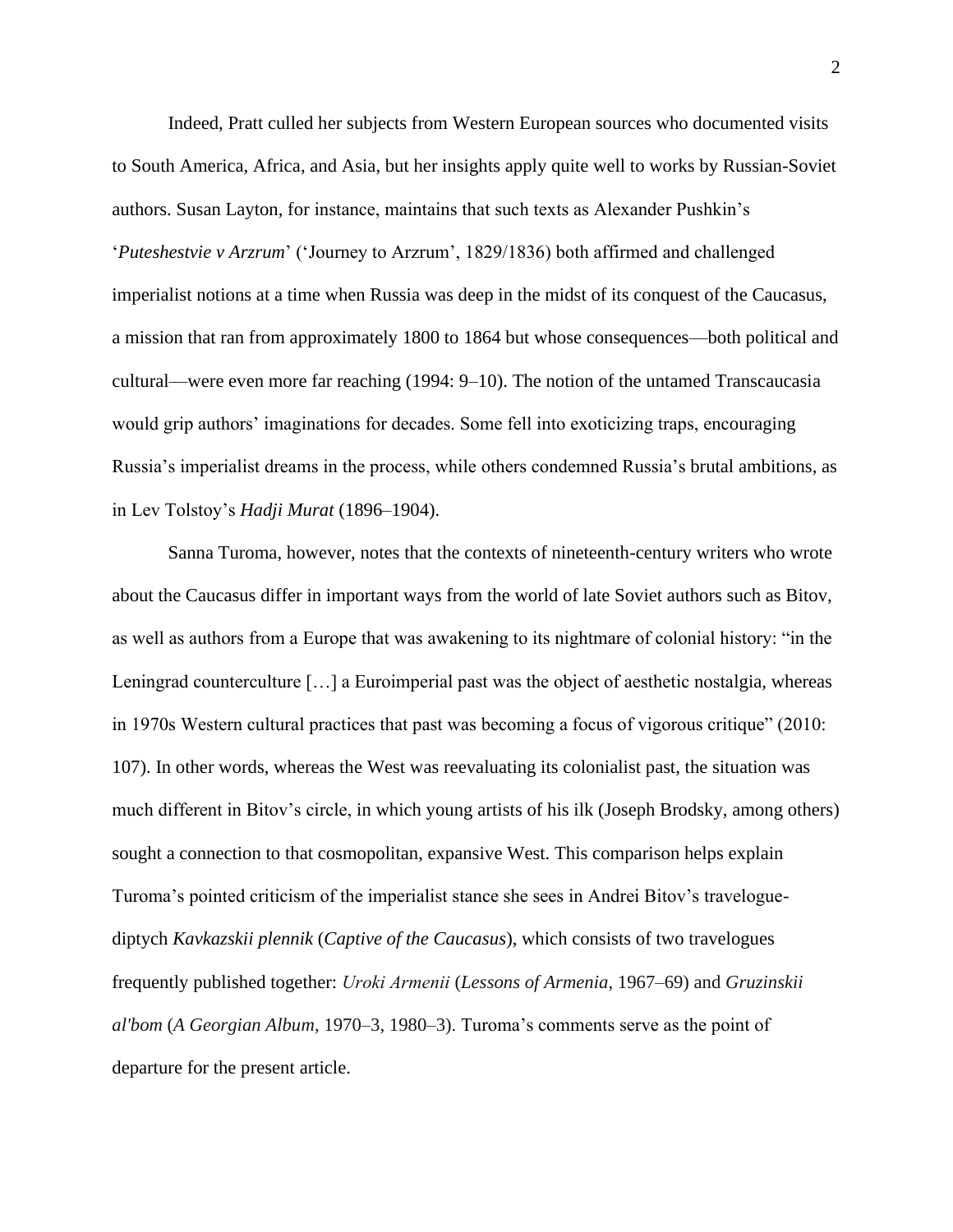Indeed, Pratt culled her subjects from Western European sources who documented visits to South America, Africa, and Asia, but her insights apply quite well to works by Russian-Soviet authors. Susan Layton, for instance, maintains that such texts as Alexander Pushkin's '*Puteshestvie v Arzrum*' ('Journey to Arzrum', 1829/1836) both affirmed and challenged imperialist notions at a time when Russia was deep in the midst of its conquest of the Caucasus, a mission that ran from approximately 1800 to 1864 but whose consequences—both political and cultural—were even more far reaching (1994: 9–10). The notion of the untamed Transcaucasia would grip authors' imaginations for decades. Some fell into exoticizing traps, encouraging Russia's imperialist dreams in the process, while others condemned Russia's brutal ambitions, as in Lev Tolstoy's *Hadji Murat* (1896–1904).

Sanna Turoma, however, notes that the contexts of nineteenth-century writers who wrote about the Caucasus differ in important ways from the world of late Soviet authors such as Bitov, as well as authors from a Europe that was awakening to its nightmare of colonial history: "in the Leningrad counterculture […] a Euroimperial past was the object of aesthetic nostalgia, whereas in 1970s Western cultural practices that past was becoming a focus of vigorous critique" (2010: 107). In other words, whereas the West was reevaluating its colonialist past, the situation was much different in Bitov's circle, in which young artists of his ilk (Joseph Brodsky, among others) sought a connection to that cosmopolitan, expansive West. This comparison helps explain Turoma's pointed criticism of the imperialist stance she sees in Andrei Bitov's travelogue-diptych *Kavkazskii plennik* (*Captive of the Caucasus*), which consists of two travelogues frequently published together: *Uroki Armenii* (*Lessons of Armenia*, 1967–69) and *Gruzinskii al'bom* (*A Georgian Album*, 1970–3, 1980–3). Turoma's comments serve as the point of departure for the present article.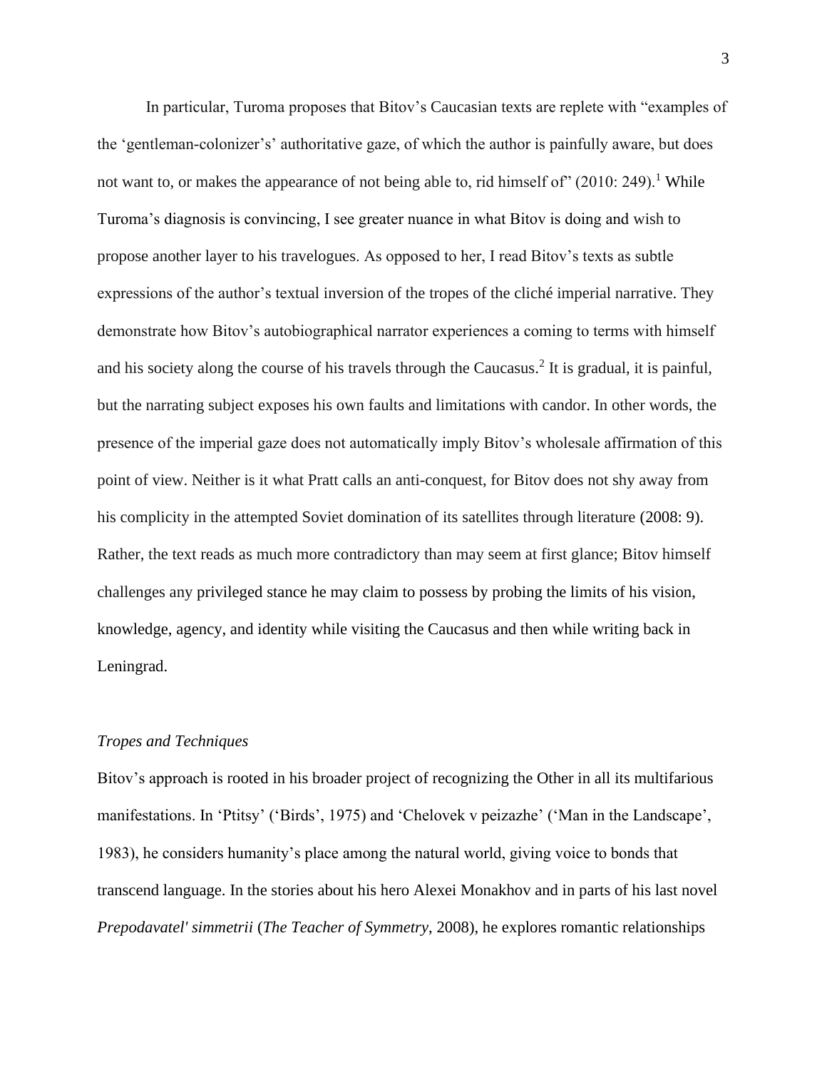In particular, Turoma proposes that Bitov's Caucasian texts are replete with "examples of the 'gentleman-colonizer's' authoritative gaze, of which the author is painfully aware, but does not want to, or makes the appearance of not being able to, rid himself of" (2010: 249).[1] While Turoma's diagnosis is convincing, I see greater nuance in what Bitov is doing and wish to propose another layer to his travelogues. As opposed to her, I read Bitov's texts as subtle expressions of the author's textual inversion of the tropes of the cliché imperial narrative. They demonstrate how Bitov's autobiographical narrator experiences a coming to terms with himself and his society along the course of his travels through the Caucasus.[2] It is gradual, it is painful, but the narrating subject exposes his own faults and limitations with candor. In other words, the presence of the imperial gaze does not automatically imply Bitov's wholesale affirmation of this point of view. Neither is it what Pratt calls an anti-conquest, for Bitov does not shy away from his complicity in the attempted Soviet domination of its satellites through literature (2008: 9). Rather, the text reads as much more contradictory than may seem at first glance; Bitov himself challenges any privileged stance he may claim to possess by probing the limits of his vision, knowledge, agency, and identity while visiting the Caucasus and then while writing back in Leningrad.

*Tropes and Techniques*

Bitov's approach is rooted in his broader project of recognizing the Other in all its multifarious manifestations. In 'Ptitsy' ('Birds', 1975) and 'Chelovek v peizazhe' ('Man in the Landscape', 1983), he considers humanity's place among the natural world, giving voice to bonds that transcend language. In the stories about his hero Alexei Monakhov and in parts of his last novel *Prepodavatel' simmetrii* (*The Teacher of Symmetry*, 2008), he explores romantic relationships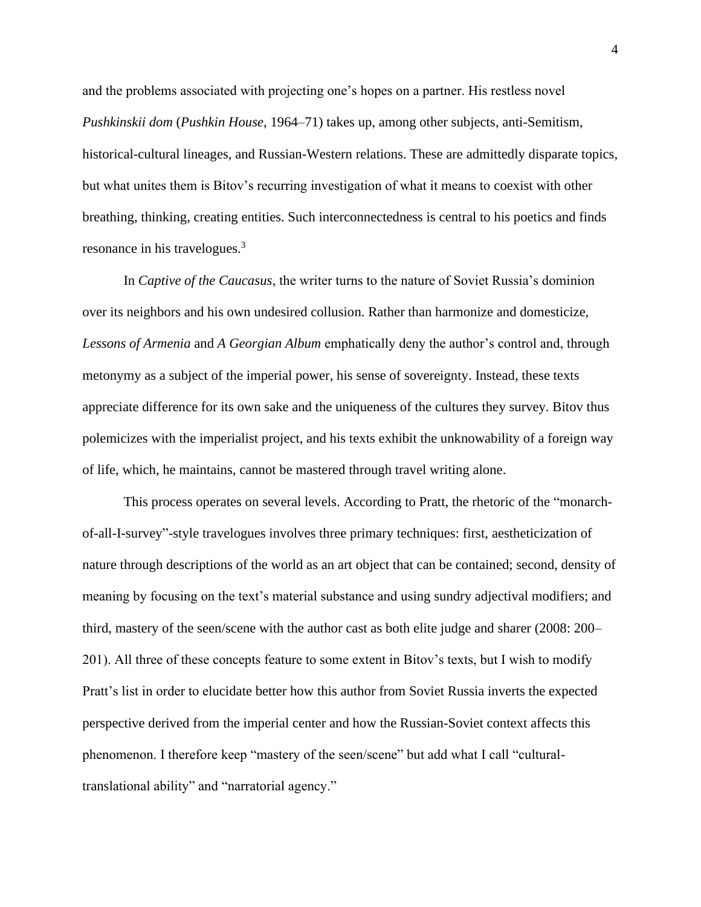and the problems associated with projecting one's hopes on a partner. His restless novel *Pushkinskii dom* (*Pushkin House*, 1964–71) takes up, among other subjects, anti-Semitism, historical-cultural lineages, and Russian-Western relations. These are admittedly disparate topics, but what unites them is Bitov's recurring investigation of what it means to coexist with other breathing, thinking, creating entities. Such interconnectedness is central to his poetics and finds resonance in his travelogues.[3]

In *Captive of the Caucasus*, the writer turns to the nature of Soviet Russia's dominion over its neighbors and his own undesired collusion. Rather than harmonize and domesticize, *Lessons of Armenia* and *A Georgian Album* emphatically deny the author's control and, through metonymy as a subject of the imperial power, his sense of sovereignty. Instead, these texts appreciate difference for its own sake and the uniqueness of the cultures they survey. Bitov thus polemicizes with the imperialist project, and his texts exhibit the unknowability of a foreign way of life, which, he maintains, cannot be mastered through travel writing alone.

This process operates on several levels. According to Pratt, the rhetoric of the "monarch-of-all-I-survey"-style travelogues involves three primary techniques: first, aestheticization of nature through descriptions of the world as an art object that can be contained; second, density of meaning by focusing on the text's material substance and using sundry adjectival modifiers; and third, mastery of the seen/scene with the author cast as both elite judge and sharer (2008: 200–201). All three of these concepts feature to some extent in Bitov's texts, but I wish to modify Pratt's list in order to elucidate better how this author from Soviet Russia inverts the expected perspective derived from the imperial center and how the Russian-Soviet context affects this phenomenon. I therefore keep "mastery of the seen/scene" but add what I call "cultural-translational ability" and "narratorial agency."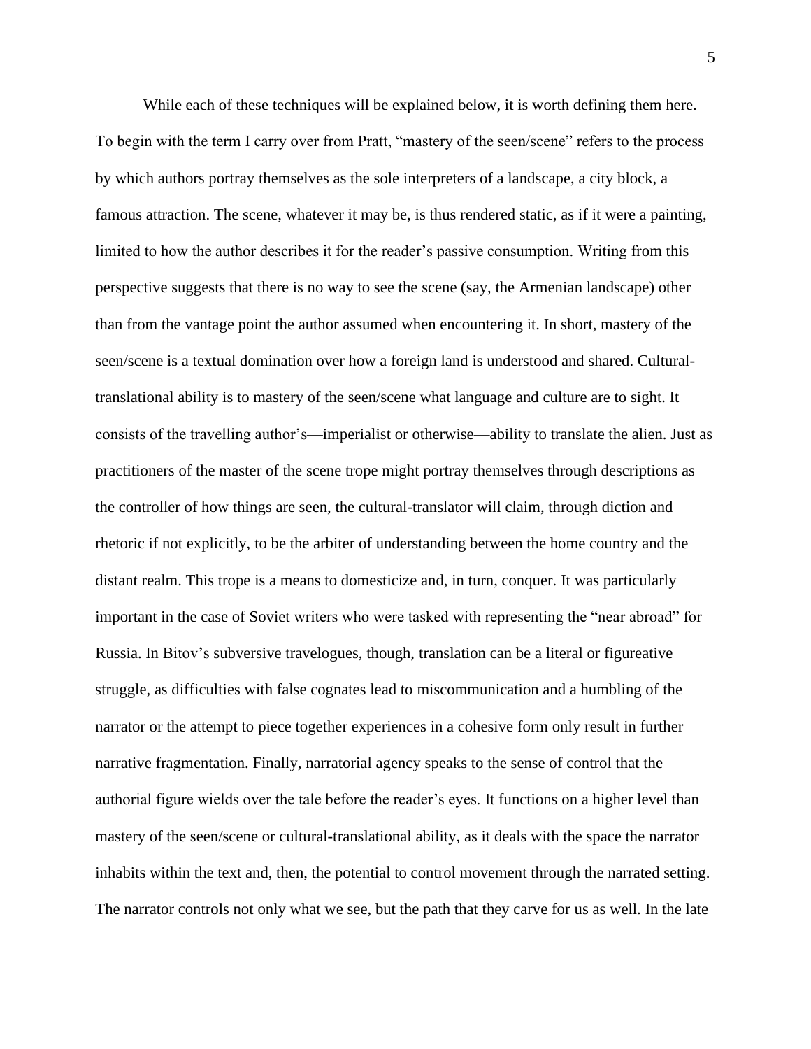While each of these techniques will be explained below, it is worth defining them here. To begin with the term I carry over from Pratt, "mastery of the seen/scene" refers to the process by which authors portray themselves as the sole interpreters of a landscape, a city block, a famous attraction. The scene, whatever it may be, is thus rendered static, as if it were a painting, limited to how the author describes it for the reader's passive consumption. Writing from this perspective suggests that there is no way to see the scene (say, the Armenian landscape) other than from the vantage point the author assumed when encountering it. In short, mastery of the seen/scene is a textual domination over how a foreign land is understood and shared. Cultural-translational ability is to mastery of the seen/scene what language and culture are to sight. It consists of the travelling author's—imperialist or otherwise—ability to translate the alien. Just as practitioners of the master of the scene trope might portray themselves through descriptions as the controller of how things are seen, the cultural-translator will claim, through diction and rhetoric if not explicitly, to be the arbiter of understanding between the home country and the distant realm. This trope is a means to domesticize and, in turn, conquer. It was particularly important in the case of Soviet writers who were tasked with representing the "near abroad" for Russia. In Bitov's subversive travelogues, though, translation can be a literal or figureative struggle, as difficulties with false cognates lead to miscommunication and a humbling of the narrator or the attempt to piece together experiences in a cohesive form only result in further narrative fragmentation. Finally, narratorial agency speaks to the sense of control that the authorial figure wields over the tale before the reader's eyes. It functions on a higher level than mastery of the seen/scene or cultural-translational ability, as it deals with the space the narrator inhabits within the text and, then, the potential to control movement through the narrated setting. The narrator controls not only what we see, but the path that they carve for us as well. In the late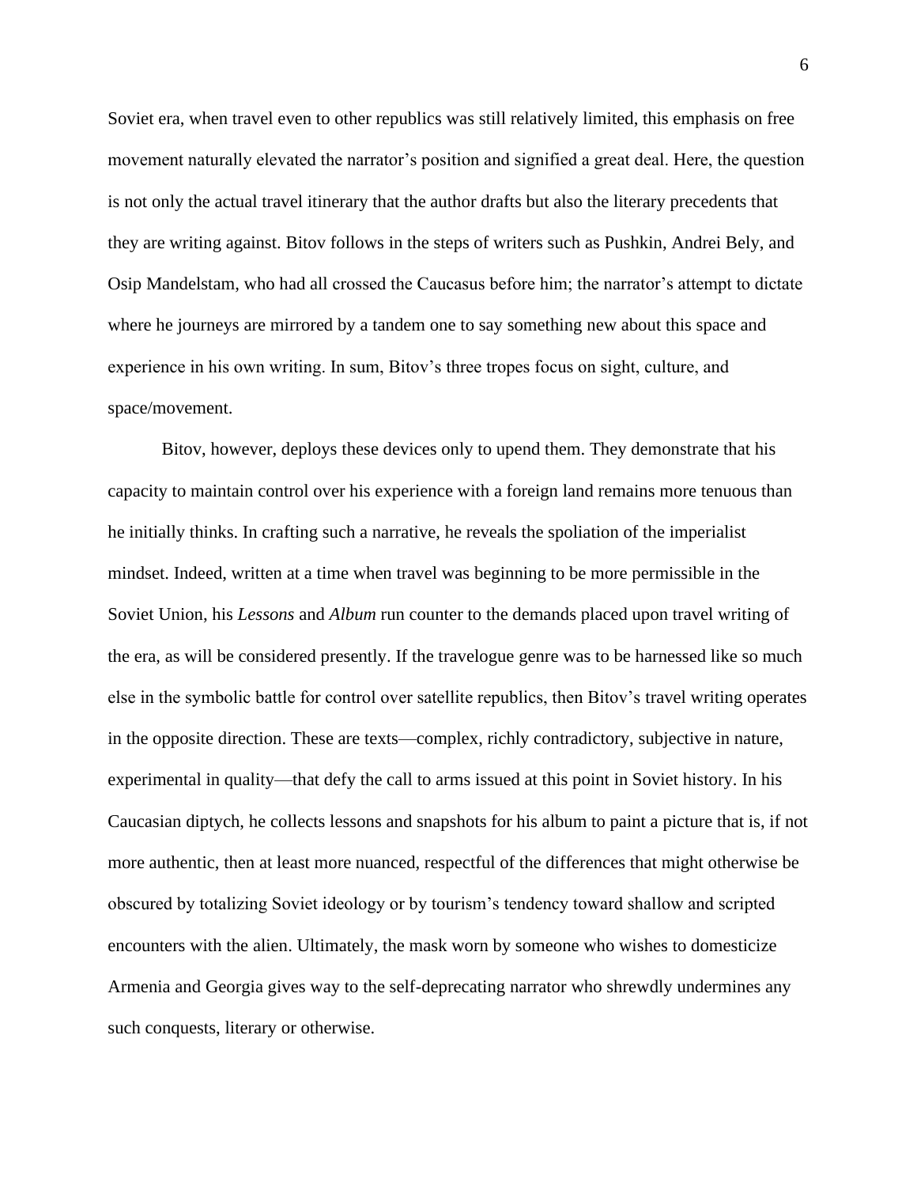Soviet era, when travel even to other republics was still relatively limited, this emphasis on free movement naturally elevated the narrator's position and signified a great deal. Here, the question is not only the actual travel itinerary that the author drafts but also the literary precedents that they are writing against. Bitov follows in the steps of writers such as Pushkin, Andrei Bely, and Osip Mandelstam, who had all crossed the Caucasus before him; the narrator's attempt to dictate where he journeys are mirrored by a tandem one to say something new about this space and experience in his own writing. In sum, Bitov's three tropes focus on sight, culture, and space/movement.

Bitov, however, deploys these devices only to upend them. They demonstrate that his capacity to maintain control over his experience with a foreign land remains more tenuous than he initially thinks. In crafting such a narrative, he reveals the spoliation of the imperialist mindset. Indeed, written at a time when travel was beginning to be more permissible in the Soviet Union, his *Lessons* and *Album* run counter to the demands placed upon travel writing of the era, as will be considered presently. If the travelogue genre was to be harnessed like so much else in the symbolic battle for control over satellite republics, then Bitov's travel writing operates in the opposite direction. These are texts—complex, richly contradictory, subjective in nature, experimental in quality—that defy the call to arms issued at this point in Soviet history. In his Caucasian diptych, he collects lessons and snapshots for his album to paint a picture that is, if not more authentic, then at least more nuanced, respectful of the differences that might otherwise be obscured by totalizing Soviet ideology or by tourism's tendency toward shallow and scripted encounters with the alien. Ultimately, the mask worn by someone who wishes to domesticize Armenia and Georgia gives way to the self-deprecating narrator who shrewdly undermines any such conquests, literary or otherwise.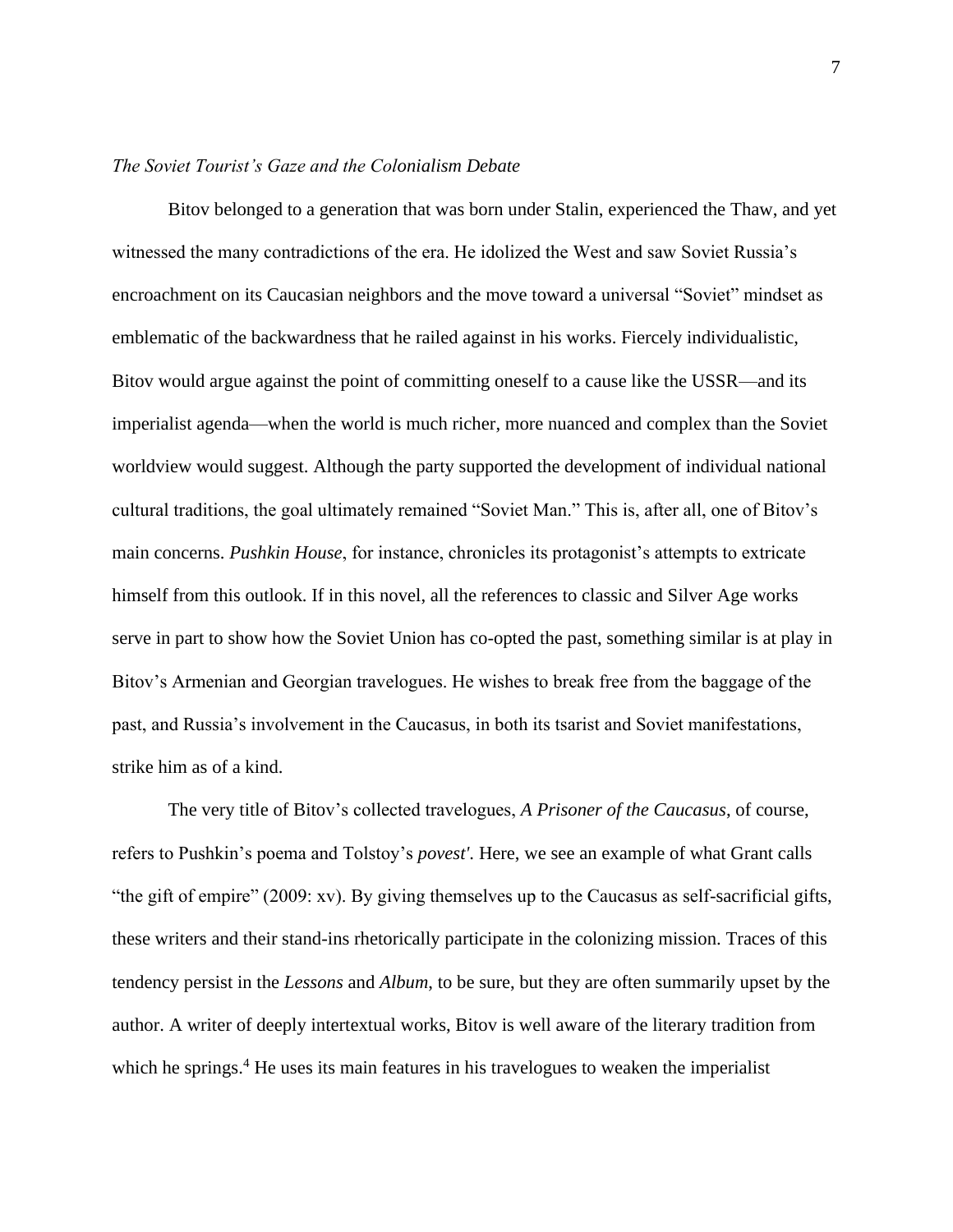*The Soviet Tourist's Gaze and the Colonialism Debate*

Bitov belonged to a generation that was born under Stalin, experienced the Thaw, and yet witnessed the many contradictions of the era. He idolized the West and saw Soviet Russia's encroachment on its Caucasian neighbors and the move toward a universal "Soviet" mindset as emblematic of the backwardness that he railed against in his works. Fiercely individualistic, Bitov would argue against the point of committing oneself to a cause like the USSR—and its imperialist agenda—when the world is much richer, more nuanced and complex than the Soviet worldview would suggest. Although the party supported the development of individual national cultural traditions, the goal ultimately remained "Soviet Man." This is, after all, one of Bitov's main concerns. *Pushkin House*, for instance, chronicles its protagonist's attempts to extricate himself from this outlook. If in this novel, all the references to classic and Silver Age works serve in part to show how the Soviet Union has co-opted the past, something similar is at play in Bitov's Armenian and Georgian travelogues. He wishes to break free from the baggage of the past, and Russia's involvement in the Caucasus, in both its tsarist and Soviet manifestations, strike him as of a kind.

The very title of Bitov's collected travelogues, *A Prisoner of the Caucasus*, of course, refers to Pushkin's poema and Tolstoy's *povest'*. Here, we see an example of what Grant calls "the gift of empire" (2009: xv). By giving themselves up to the Caucasus as self-sacrificial gifts, these writers and their stand-ins rhetorically participate in the colonizing mission. Traces of this tendency persist in the *Lessons* and *Album*, to be sure, but they are often summarily upset by the author. A writer of deeply intertextual works, Bitov is well aware of the literary tradition from which he springs.[4] He uses its main features in his travelogues to weaken the imperialist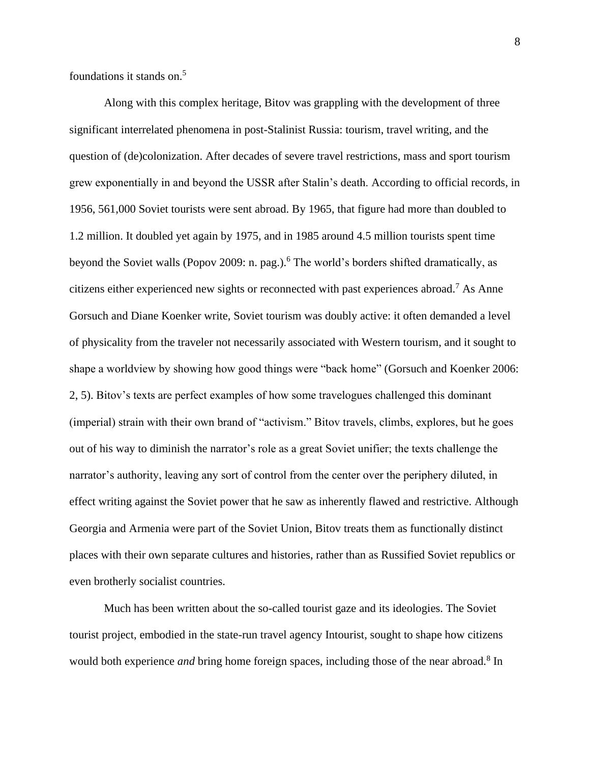foundations it stands on.[5]

Along with this complex heritage, Bitov was grappling with the development of three significant interrelated phenomena in post-Stalinist Russia: tourism, travel writing, and the question of (de)colonization. After decades of severe travel restrictions, mass and sport tourism grew exponentially in and beyond the USSR after Stalin's death. According to official records, in 1956, 561,000 Soviet tourists were sent abroad. By 1965, that figure had more than doubled to 1.2 million. It doubled yet again by 1975, and in 1985 around 4.5 million tourists spent time beyond the Soviet walls (Popov 2009: n. pag.).[6] The world's borders shifted dramatically, as citizens either experienced new sights or reconnected with past experiences abroad.[7] As Anne Gorsuch and Diane Koenker write, Soviet tourism was doubly active: it often demanded a level of physicality from the traveler not necessarily associated with Western tourism, and it sought to shape a worldview by showing how good things were "back home" (Gorsuch and Koenker 2006: 2, 5). Bitov's texts are perfect examples of how some travelogues challenged this dominant (imperial) strain with their own brand of "activism." Bitov travels, climbs, explores, but he goes out of his way to diminish the narrator's role as a great Soviet unifier; the texts challenge the narrator's authority, leaving any sort of control from the center over the periphery diluted, in effect writing against the Soviet power that he saw as inherently flawed and restrictive. Although Georgia and Armenia were part of the Soviet Union, Bitov treats them as functionally distinct places with their own separate cultures and histories, rather than as Russified Soviet republics or even brotherly socialist countries.

Much has been written about the so-called tourist gaze and its ideologies. The Soviet tourist project, embodied in the state-run travel agency Intourist, sought to shape how citizens would both experience *and* bring home foreign spaces, including those of the near abroad.[8] In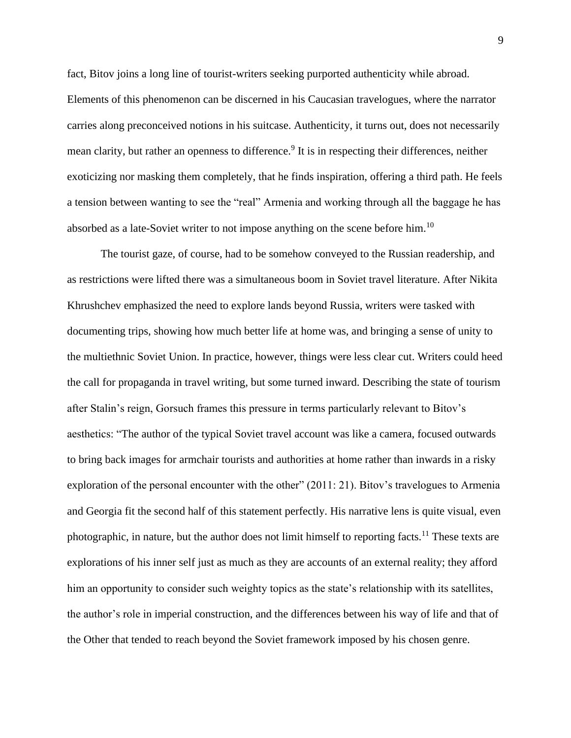fact, Bitov joins a long line of tourist-writers seeking purported authenticity while abroad. Elements of this phenomenon can be discerned in his Caucasian travelogues, where the narrator carries along preconceived notions in his suitcase. Authenticity, it turns out, does not necessarily mean clarity, but rather an openness to difference.[9] It is in respecting their differences, neither exoticizing nor masking them completely, that he finds inspiration, offering a third path. He feels a tension between wanting to see the "real" Armenia and working through all the baggage he has absorbed as a late-Soviet writer to not impose anything on the scene before him.[10]

The tourist gaze, of course, had to be somehow conveyed to the Russian readership, and as restrictions were lifted there was a simultaneous boom in Soviet travel literature. After Nikita Khrushchev emphasized the need to explore lands beyond Russia, writers were tasked with documenting trips, showing how much better life at home was, and bringing a sense of unity to the multiethnic Soviet Union. In practice, however, things were less clear cut. Writers could heed the call for propaganda in travel writing, but some turned inward. Describing the state of tourism after Stalin's reign, Gorsuch frames this pressure in terms particularly relevant to Bitov's aesthetics: "The author of the typical Soviet travel account was like a camera, focused outwards to bring back images for armchair tourists and authorities at home rather than inwards in a risky exploration of the personal encounter with the other" (2011: 21). Bitov's travelogues to Armenia and Georgia fit the second half of this statement perfectly. His narrative lens is quite visual, even photographic, in nature, but the author does not limit himself to reporting facts.[11] These texts are explorations of his inner self just as much as they are accounts of an external reality; they afford him an opportunity to consider such weighty topics as the state's relationship with its satellites, the author's role in imperial construction, and the differences between his way of life and that of the Other that tended to reach beyond the Soviet framework imposed by his chosen genre.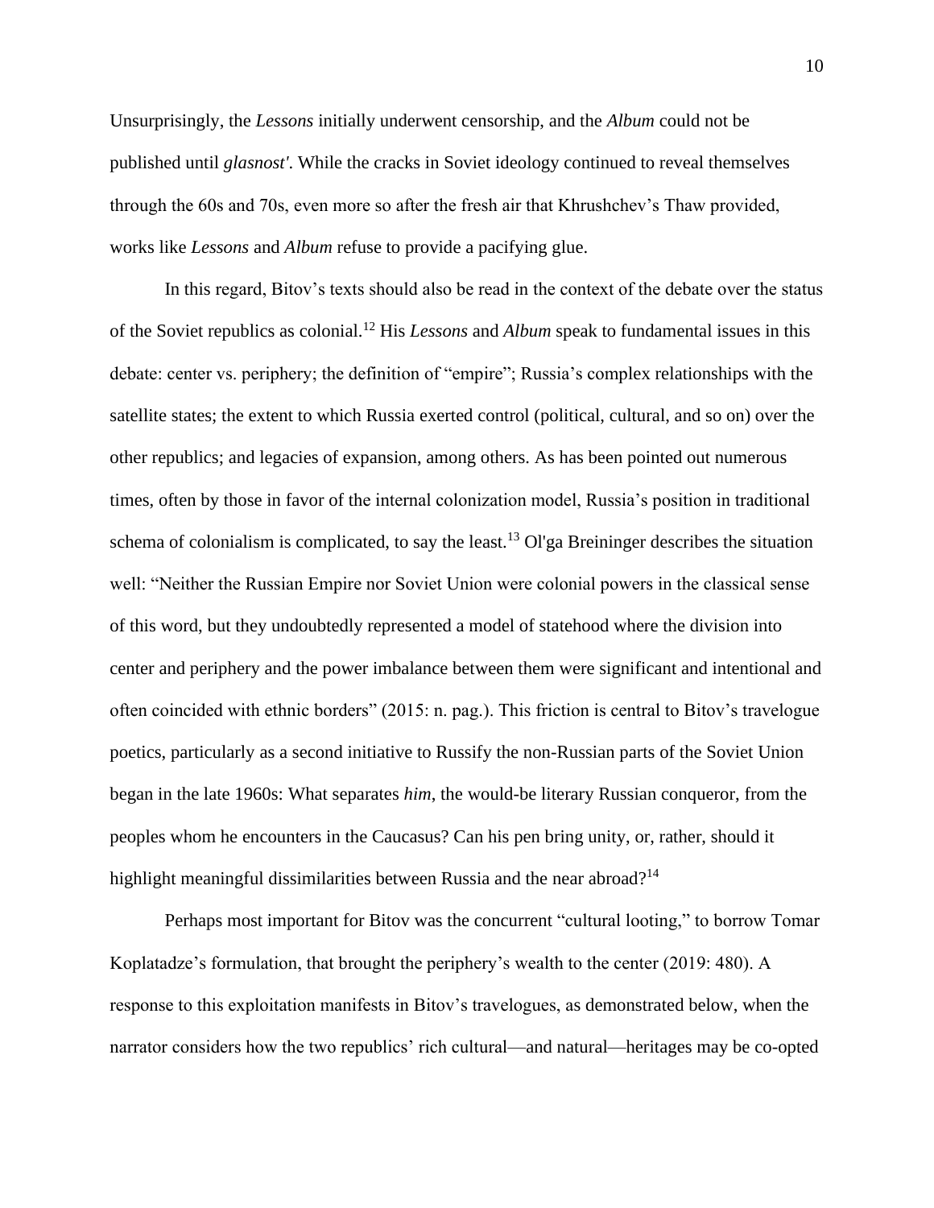Unsurprisingly, the *Lessons* initially underwent censorship, and the *Album* could not be published until *glasnost'*. While the cracks in Soviet ideology continued to reveal themselves through the 60s and 70s, even more so after the fresh air that Khrushchev's Thaw provided, works like *Lessons* and *Album* refuse to provide a pacifying glue.

In this regard, Bitov's texts should also be read in the context of the debate over the status of the Soviet republics as colonial.[12] His *Lessons* and *Album* speak to fundamental issues in this debate: center vs. periphery; the definition of "empire"; Russia's complex relationships with the satellite states; the extent to which Russia exerted control (political, cultural, and so on) over the other republics; and legacies of expansion, among others. As has been pointed out numerous times, often by those in favor of the internal colonization model, Russia's position in traditional schema of colonialism is complicated, to say the least.[13] Ol'ga Breininger describes the situation well: "Neither the Russian Empire nor Soviet Union were colonial powers in the classical sense of this word, but they undoubtedly represented a model of statehood where the division into center and periphery and the power imbalance between them were significant and intentional and often coincided with ethnic borders" (2015: n. pag.). This friction is central to Bitov's travelogue poetics, particularly as a second initiative to Russify the non-Russian parts of the Soviet Union began in the late 1960s: What separates *him*, the would-be literary Russian conqueror, from the peoples whom he encounters in the Caucasus? Can his pen bring unity, or, rather, should it highlight meaningful dissimilarities between Russia and the near abroad?[14]

Perhaps most important for Bitov was the concurrent "cultural looting," to borrow Tomar Koplatadze's formulation, that brought the periphery's wealth to the center (2019: 480). A response to this exploitation manifests in Bitov's travelogues, as demonstrated below, when the narrator considers how the two republics' rich cultural—and natural—heritages may be co-opted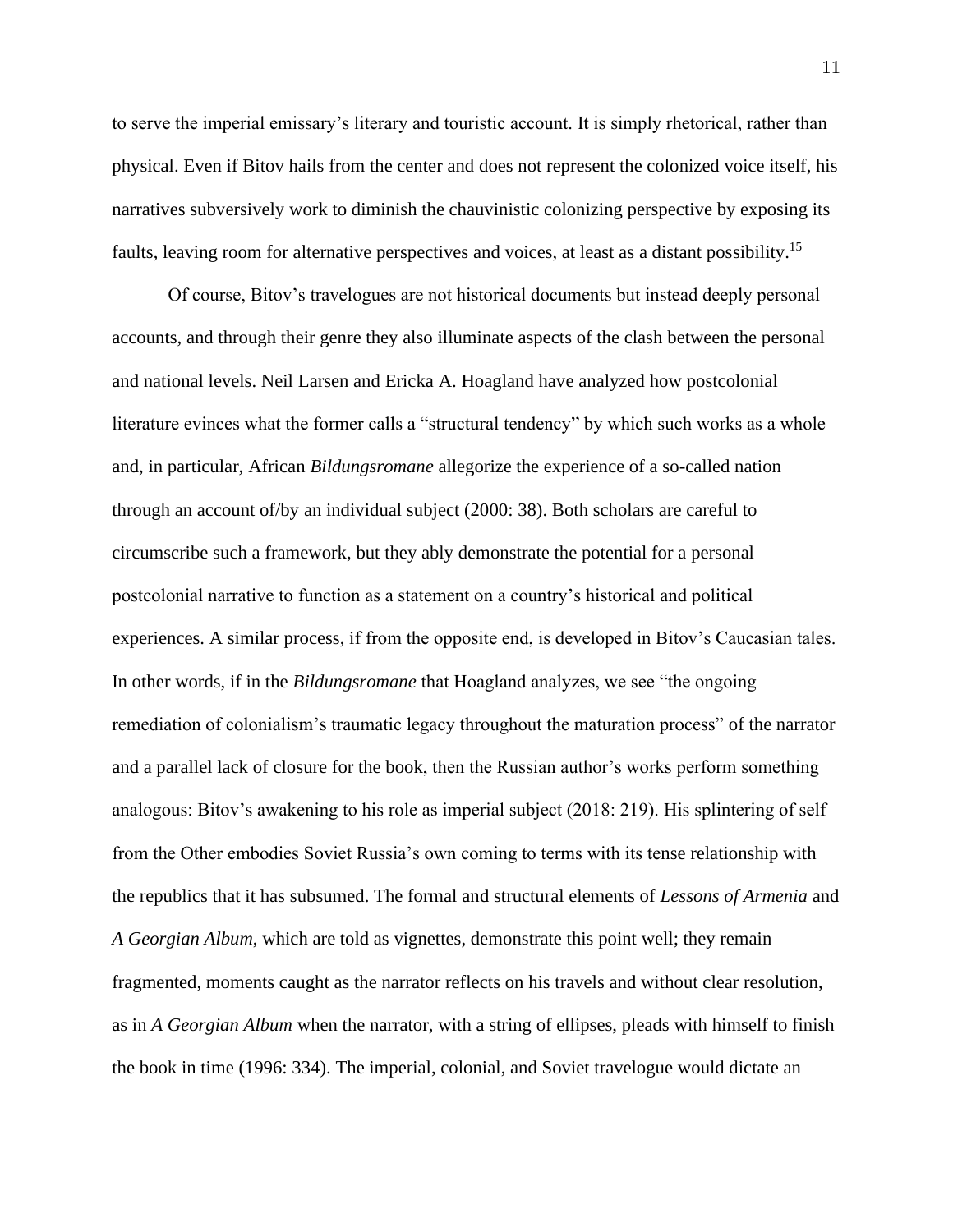to serve the imperial emissary's literary and touristic account. It is simply rhetorical, rather than physical. Even if Bitov hails from the center and does not represent the colonized voice itself, his narratives subversively work to diminish the chauvinistic colonizing perspective by exposing its faults, leaving room for alternative perspectives and voices, at least as a distant possibility.[15]

Of course, Bitov's travelogues are not historical documents but instead deeply personal accounts, and through their genre they also illuminate aspects of the clash between the personal and national levels. Neil Larsen and Ericka A. Hoagland have analyzed how postcolonial literature evinces what the former calls a "structural tendency" by which such works as a whole and, in particular, African *Bildungsromane* allegorize the experience of a so-called nation through an account of/by an individual subject (2000: 38). Both scholars are careful to circumscribe such a framework, but they ably demonstrate the potential for a personal postcolonial narrative to function as a statement on a country's historical and political experiences. A similar process, if from the opposite end, is developed in Bitov's Caucasian tales. In other words, if in the *Bildungsromane* that Hoagland analyzes, we see "the ongoing remediation of colonialism's traumatic legacy throughout the maturation process" of the narrator and a parallel lack of closure for the book, then the Russian author's works perform something analogous: Bitov's awakening to his role as imperial subject (2018: 219). His splintering of self from the Other embodies Soviet Russia's own coming to terms with its tense relationship with the republics that it has subsumed. The formal and structural elements of *Lessons of Armenia* and *A Georgian Album*, which are told as vignettes, demonstrate this point well; they remain fragmented, moments caught as the narrator reflects on his travels and without clear resolution, as in *A Georgian Album* when the narrator, with a string of ellipses, pleads with himself to finish the book in time (1996: 334). The imperial, colonial, and Soviet travelogue would dictate an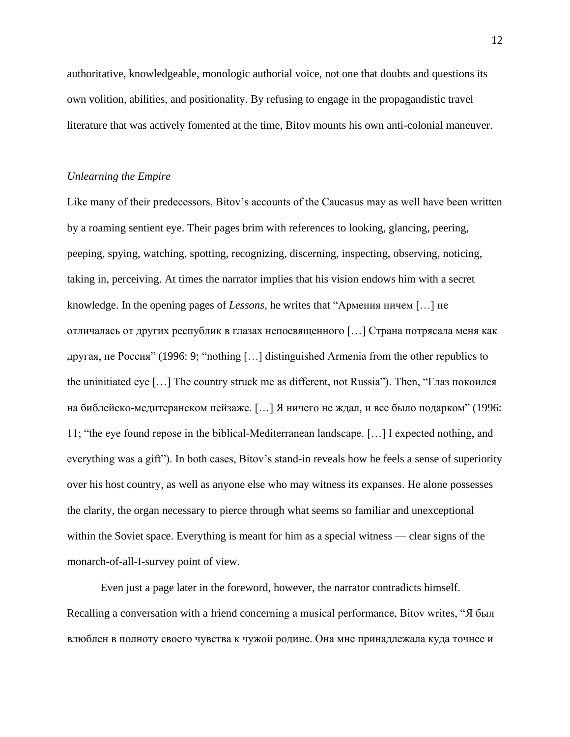authoritative, knowledgeable, monologic authorial voice, not one that doubts and questions its own volition, abilities, and positionality. By refusing to engage in the propagandistic travel literature that was actively fomented at the time, Bitov mounts his own anti-colonial maneuver.

*Unlearning the Empire*

Like many of their predecessors, Bitov's accounts of the Caucasus may as well have been written by a roaming sentient eye. Their pages brim with references to looking, glancing, peering, peeping, spying, watching, spotting, recognizing, discerning, inspecting, observing, noticing, taking in, perceiving. At times the narrator implies that his vision endows him with a secret knowledge. In the opening pages of *Lessons*, he writes that "Армения ничем […] не отличалась от других республик в глазах непосвященного […] Страна потрясала меня как другая, не Россия" (1996: 9; "nothing […] distinguished Armenia from the other republics to the uninitiated eye […] The country struck me as different, not Russia"). Then, "Глаз покоился на библейско-медитеранском пейзаже. […] Я ничего не ждал, и все было подарком" (1996: 11; "the eye found repose in the biblical-Mediterranean landscape. […] I expected nothing, and everything was a gift"). In both cases, Bitov's stand-in reveals how he feels a sense of superiority over his host country, as well as anyone else who may witness its expanses. He alone possesses the clarity, the organ necessary to pierce through what seems so familiar and unexceptional within the Soviet space. Everything is meant for him as a special witness — clear signs of the monarch-of-all-I-survey point of view.

Even just a page later in the foreword, however, the narrator contradicts himself. Recalling a conversation with a friend concerning a musical performance, Bitov writes, "Я был влюблен в полноту своего чувства к чужой родине. Она мне принадлежала куда точнее и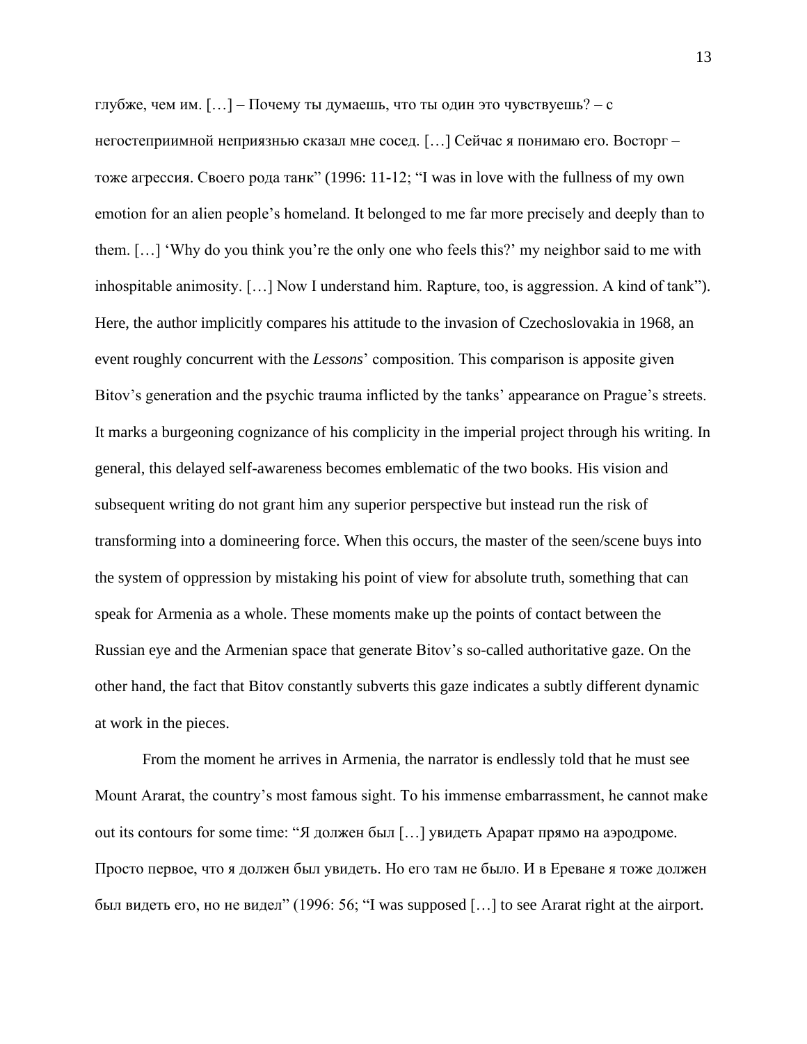глубже, чем им. […] – Почему ты думаешь, что ты один это чувствуешь? – с негостеприимной неприязнью сказал мне сосед. […] Сейчас я понимаю его. Восторг – тоже агрессия. Своего рода танк" (1996: 11-12; "I was in love with the fullness of my own emotion for an alien people's homeland. It belonged to me far more precisely and deeply than to them. […] 'Why do you think you're the only one who feels this?' my neighbor said to me with inhospitable animosity. […] Now I understand him. Rapture, too, is aggression. A kind of tank"). Here, the author implicitly compares his attitude to the invasion of Czechoslovakia in 1968, an event roughly concurrent with the *Lessons*' composition. This comparison is apposite given Bitov's generation and the psychic trauma inflicted by the tanks' appearance on Prague's streets. It marks a burgeoning cognizance of his complicity in the imperial project through his writing. In general, this delayed self-awareness becomes emblematic of the two books. His vision and subsequent writing do not grant him any superior perspective but instead run the risk of transforming into a domineering force. When this occurs, the master of the seen/scene buys into the system of oppression by mistaking his point of view for absolute truth, something that can speak for Armenia as a whole. These moments make up the points of contact between the Russian eye and the Armenian space that generate Bitov's so-called authoritative gaze. On the other hand, the fact that Bitov constantly subverts this gaze indicates a subtly different dynamic at work in the pieces.

From the moment he arrives in Armenia, the narrator is endlessly told that he must see Mount Ararat, the country's most famous sight. To his immense embarrassment, he cannot make out its contours for some time: "Я должен был […] увидеть Арарат прямо на аэродроме. Просто первое, что я должен был увидеть. Но его там не было. И в Ереване я тоже должен был видеть его, но не видел" (1996: 56; "I was supposed […] to see Ararat right at the airport.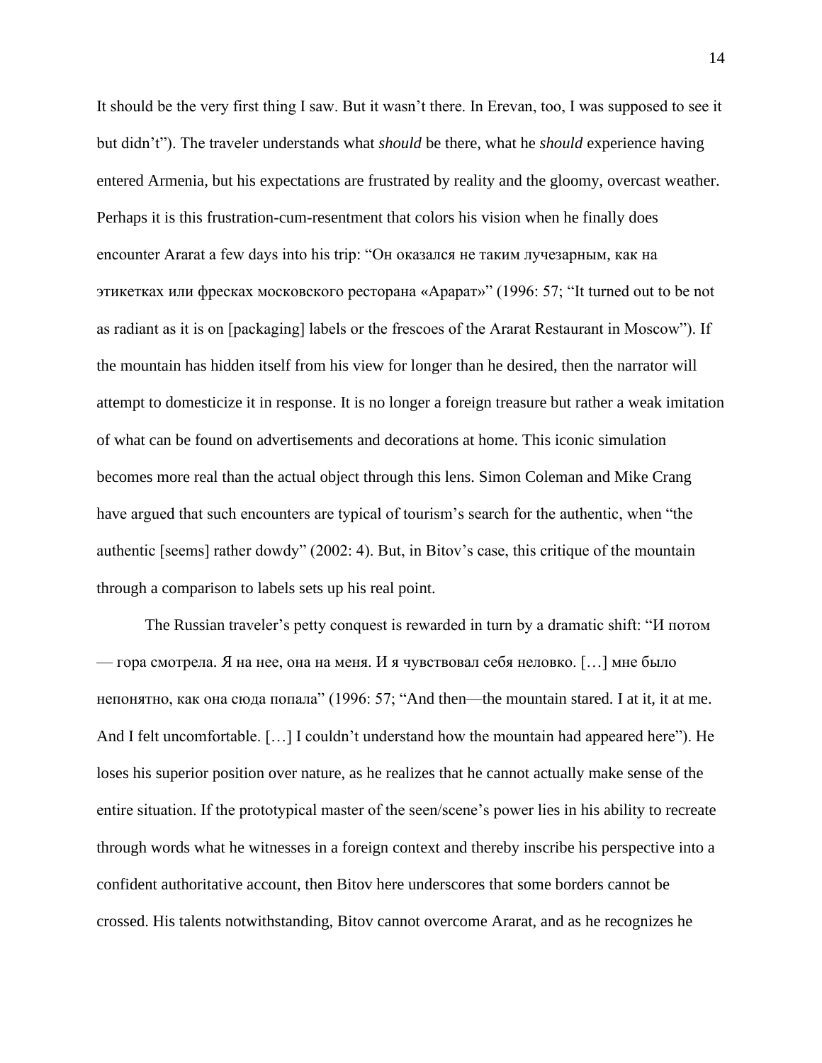It should be the very first thing I saw. But it wasn't there. In Erevan, too, I was supposed to see it but didn't"). The traveler understands what *should* be there, what he *should* experience having entered Armenia, but his expectations are frustrated by reality and the gloomy, overcast weather. Perhaps it is this frustration-cum-resentment that colors his vision when he finally does encounter Ararat a few days into his trip: "Он оказался не таким лучезарным, как на этикетках или фресках московского ресторана «Арарат»" (1996: 57; "It turned out to be not as radiant as it is on [packaging] labels or the frescoes of the Ararat Restaurant in Moscow"). If the mountain has hidden itself from his view for longer than he desired, then the narrator will attempt to domesticize it in response. It is no longer a foreign treasure but rather a weak imitation of what can be found on advertisements and decorations at home. This iconic simulation becomes more real than the actual object through this lens. Simon Coleman and Mike Crang have argued that such encounters are typical of tourism's search for the authentic, when "the authentic [seems] rather dowdy" (2002: 4). But, in Bitov's case, this critique of the mountain through a comparison to labels sets up his real point.

The Russian traveler's petty conquest is rewarded in turn by a dramatic shift: "И потом — гора смотрела. Я на нее, она на меня. И я чувствовал себя неловко. […] мне было непонятно, как она сюда попала" (1996: 57; "And then—the mountain stared. I at it, it at me. And I felt uncomfortable. […] I couldn't understand how the mountain had appeared here"). He loses his superior position over nature, as he realizes that he cannot actually make sense of the entire situation. If the prototypical master of the seen/scene's power lies in his ability to recreate through words what he witnesses in a foreign context and thereby inscribe his perspective into a confident authoritative account, then Bitov here underscores that some borders cannot be crossed. His talents notwithstanding, Bitov cannot overcome Ararat, and as he recognizes he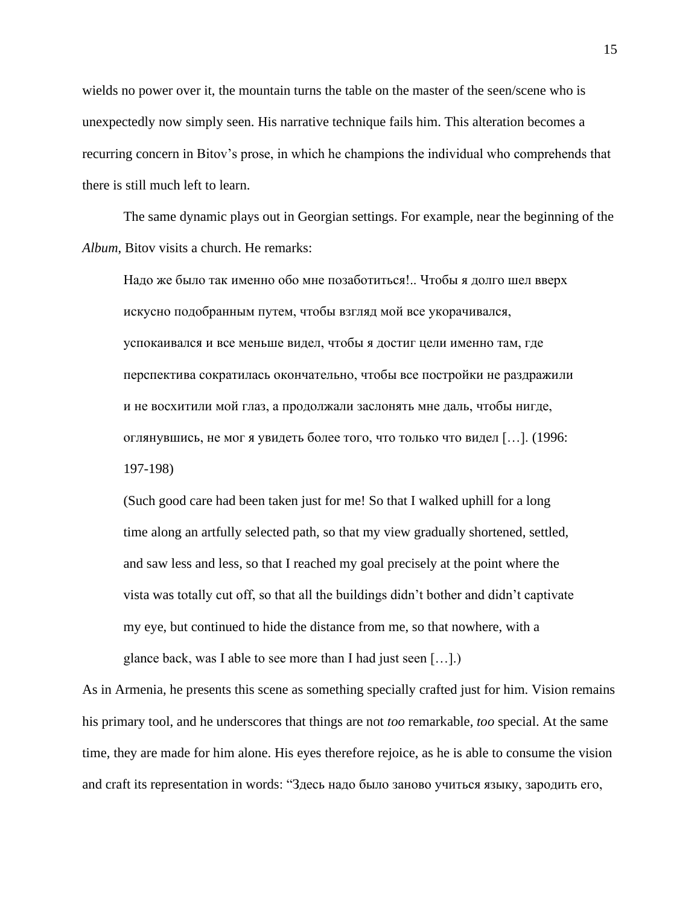wields no power over it, the mountain turns the table on the master of the seen/scene who is unexpectedly now simply seen. His narrative technique fails him. This alteration becomes a recurring concern in Bitov's prose, in which he champions the individual who comprehends that there is still much left to learn.

The same dynamic plays out in Georgian settings. For example, near the beginning of the *Album*, Bitov visits a church. He remarks:

> Надо же было так именно обо мне позаботиться!.. Чтобы я долго шел вверх искусно подобранным путем, чтобы взгляд мой все укорачивался, успокаивался и все меньше видел, чтобы я достиг цели именно там, где перспектива сократилась окончательно, чтобы все постройки не раздражили и не восхитили мой глаз, а продолжали заслонять мне даль, чтобы нигде, оглянувшись, не мог я увидеть более того, что только что видел […]. (1996: 197-198)
>
> (Such good care had been taken just for me! So that I walked uphill for a long time along an artfully selected path, so that my view gradually shortened, settled, and saw less and less, so that I reached my goal precisely at the point where the vista was totally cut off, so that all the buildings didn't bother and didn't captivate my eye, but continued to hide the distance from me, so that nowhere, with a glance back, was I able to see more than I had just seen […].)

As in Armenia, he presents this scene as something specially crafted just for him. Vision remains his primary tool, and he underscores that things are not *too* remarkable, *too* special. At the same time, they are made for him alone. His eyes therefore rejoice, as he is able to consume the vision and craft its representation in words: "Здесь надо было заново учиться языку, зародить его,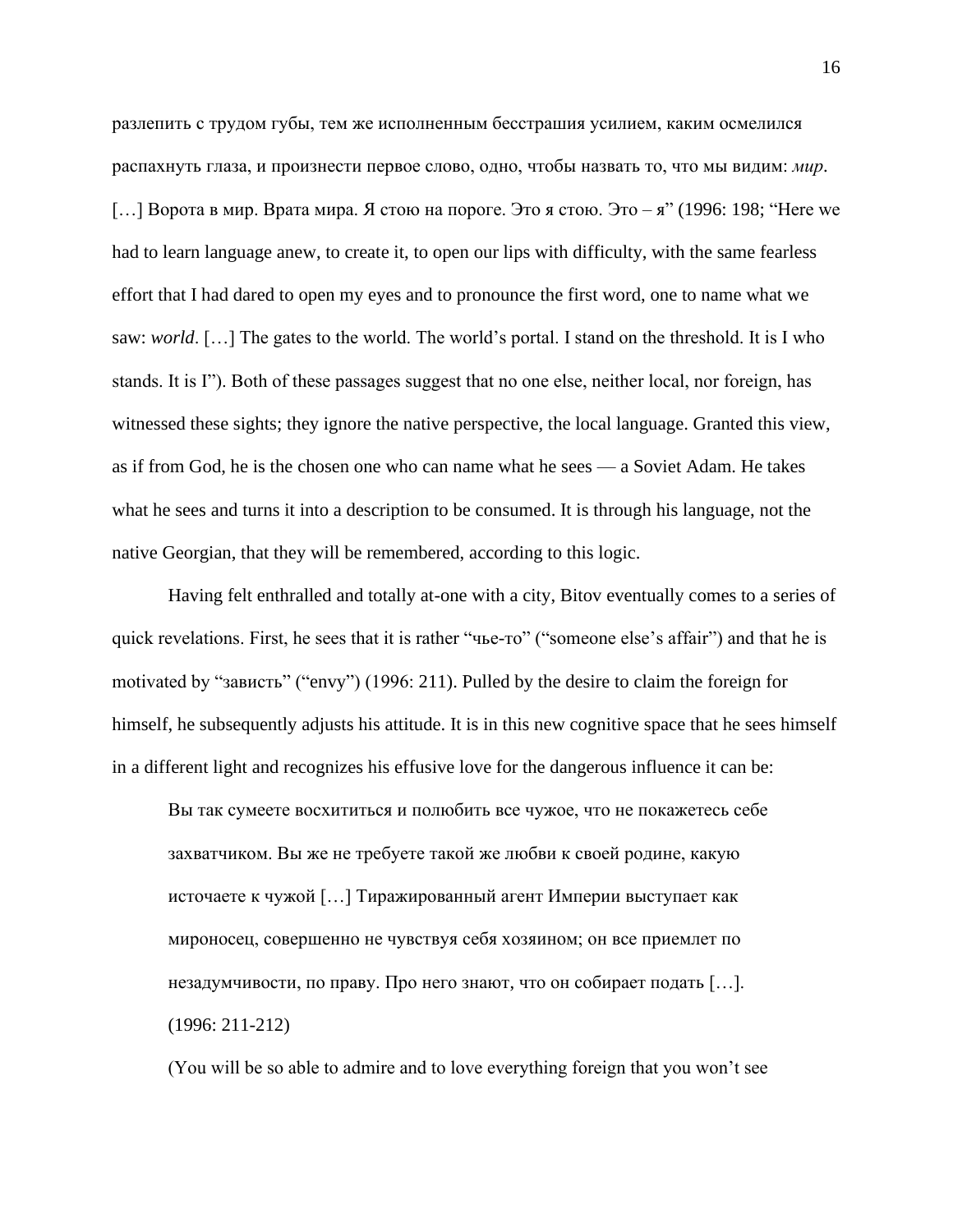разлепить с трудом губы, тем же исполненным бесстрашия усилием, каким осмелился распахнуть глаза, и произнести первое слово, одно, чтобы назвать то, что мы видим: *мир*. […] Ворота в мир. Врата мира. Я стою на пороге. Это я стою. Это – я" (1996: 198; "Here we had to learn language anew, to create it, to open our lips with difficulty, with the same fearless effort that I had dared to open my eyes and to pronounce the first word, one to name what we saw: *world*. […] The gates to the world. The world's portal. I stand on the threshold. It is I who stands. It is I"). Both of these passages suggest that no one else, neither local, nor foreign, has witnessed these sights; they ignore the native perspective, the local language. Granted this view, as if from God, he is the chosen one who can name what he sees — a Soviet Adam. He takes what he sees and turns it into a description to be consumed. It is through his language, not the native Georgian, that they will be remembered, according to this logic.

Having felt enthralled and totally at-one with a city, Bitov eventually comes to a series of quick revelations. First, he sees that it is rather "чье-то" ("someone else's affair") and that he is motivated by "зависть" ("envy") (1996: 211). Pulled by the desire to claim the foreign for himself, he subsequently adjusts his attitude. It is in this new cognitive space that he sees himself in a different light and recognizes his effusive love for the dangerous influence it can be:

> Вы так сумеете восхититься и полюбить все чужое, что не покажетесь себе захватчиком. Вы же не требуете такой же любви к своей родине, какую источаете к чужой […] Тиражированный агент Империи выступает как мироносец, совершенно не чувствуя себя хозяином; он все приемлет по незадумчивости, по праву. Про него знают, что он собирает подать […]. (1996: 211-212)

(You will be so able to admire and to love everything foreign that you won't see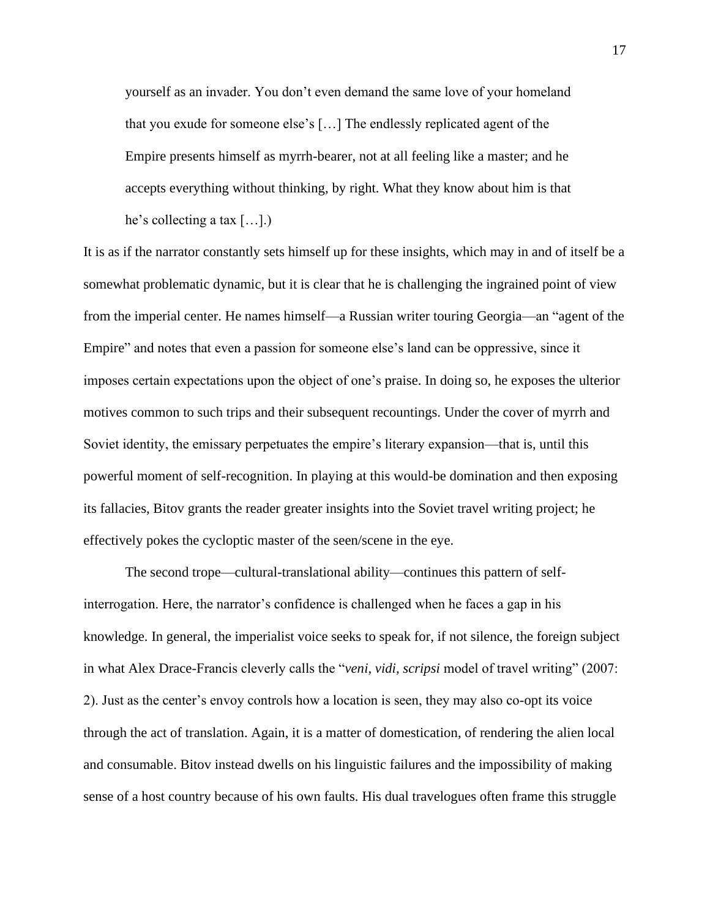> yourself as an invader. You don't even demand the same love of your homeland that you exude for someone else's […] The endlessly replicated agent of the Empire presents himself as myrrh-bearer, not at all feeling like a master; and he accepts everything without thinking, by right. What they know about him is that he's collecting a tax […].)

It is as if the narrator constantly sets himself up for these insights, which may in and of itself be a somewhat problematic dynamic, but it is clear that he is challenging the ingrained point of view from the imperial center. He names himself—a Russian writer touring Georgia—an "agent of the Empire" and notes that even a passion for someone else's land can be oppressive, since it imposes certain expectations upon the object of one's praise. In doing so, he exposes the ulterior motives common to such trips and their subsequent recountings. Under the cover of myrrh and Soviet identity, the emissary perpetuates the empire's literary expansion—that is, until this powerful moment of self-recognition. In playing at this would-be domination and then exposing its fallacies, Bitov grants the reader greater insights into the Soviet travel writing project; he effectively pokes the cycloptic master of the seen/scene in the eye.

The second trope—cultural-translational ability—continues this pattern of self-interrogation. Here, the narrator's confidence is challenged when he faces a gap in his knowledge. In general, the imperialist voice seeks to speak for, if not silence, the foreign subject in what Alex Drace-Francis cleverly calls the "*veni, vidi, scripsi* model of travel writing" (2007: 2). Just as the center's envoy controls how a location is seen, they may also co-opt its voice through the act of translation. Again, it is a matter of domestication, of rendering the alien local and consumable. Bitov instead dwells on his linguistic failures and the impossibility of making sense of a host country because of his own faults. His dual travelogues often frame this struggle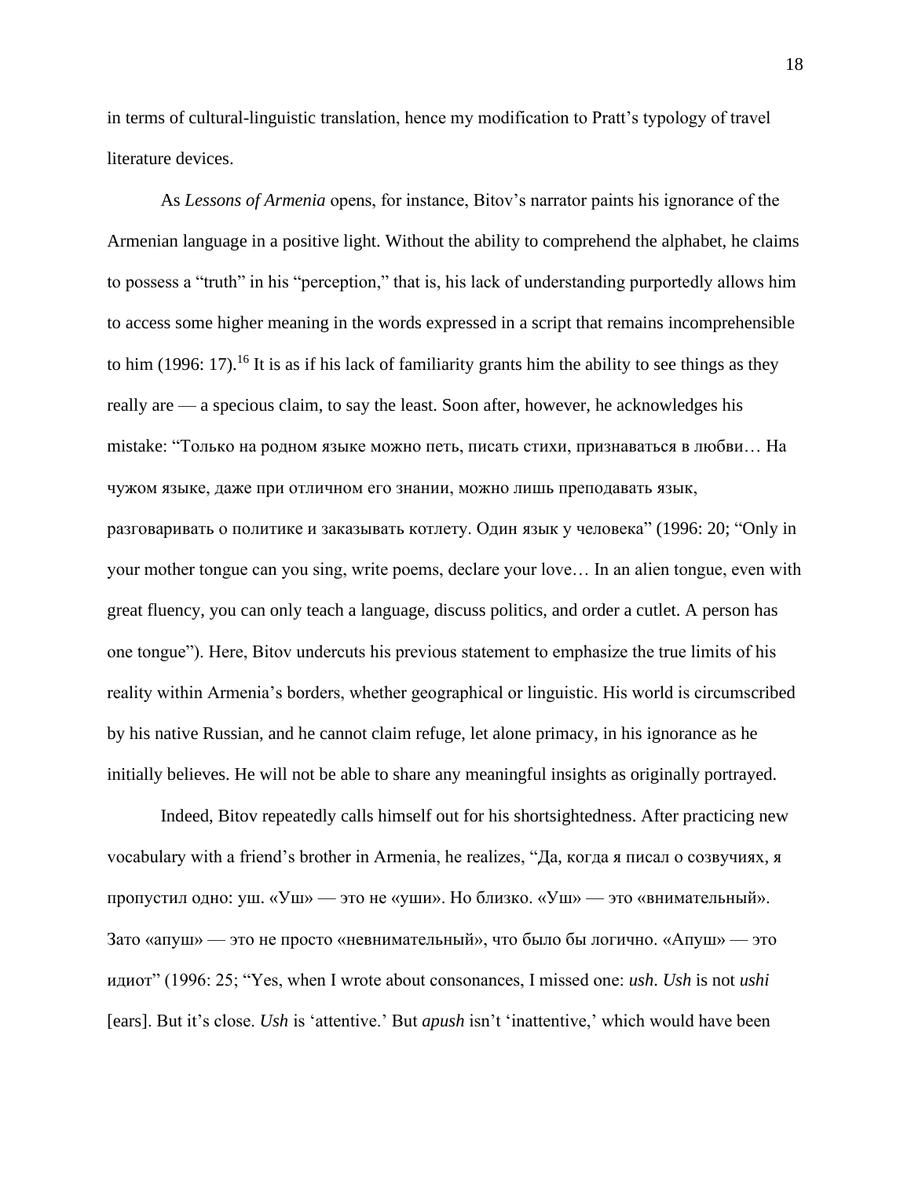in terms of cultural-linguistic translation, hence my modification to Pratt's typology of travel literature devices.

As *Lessons of Armenia* opens, for instance, Bitov's narrator paints his ignorance of the Armenian language in a positive light. Without the ability to comprehend the alphabet, he claims to possess a "truth" in his "perception," that is, his lack of understanding purportedly allows him to access some higher meaning in the words expressed in a script that remains incomprehensible to him (1996: 17).[16] It is as if his lack of familiarity grants him the ability to see things as they really are — a specious claim, to say the least. Soon after, however, he acknowledges his mistake: "Только на родном языке можно петь, писать стихи, признаваться в любви… На чужом языке, даже при отличном его знании, можно лишь преподавать язык, разговаривать о политике и заказывать котлету. Один язык у человека" (1996: 20; "Only in your mother tongue can you sing, write poems, declare your love… In an alien tongue, even with great fluency, you can only teach a language, discuss politics, and order a cutlet. A person has one tongue"). Here, Bitov undercuts his previous statement to emphasize the true limits of his reality within Armenia's borders, whether geographical or linguistic. His world is circumscribed by his native Russian, and he cannot claim refuge, let alone primacy, in his ignorance as he initially believes. He will not be able to share any meaningful insights as originally portrayed.

Indeed, Bitov repeatedly calls himself out for his shortsightedness. After practicing new vocabulary with a friend's brother in Armenia, he realizes, "Да, когда я писал о созвучиях, я пропустил одно: уш. «Уш» — это не «уши». Но близко. «Уш» — это «внимательный». Зато «апуш» — это не просто «невнимательный», что было бы логично. «Апуш» — это идиот" (1996: 25; "Yes, when I wrote about consonances, I missed one: *ush*. *Ush* is not *ushi* [ears]. But it's close. *Ush* is 'attentive.' But *apush* isn't 'inattentive,' which would have been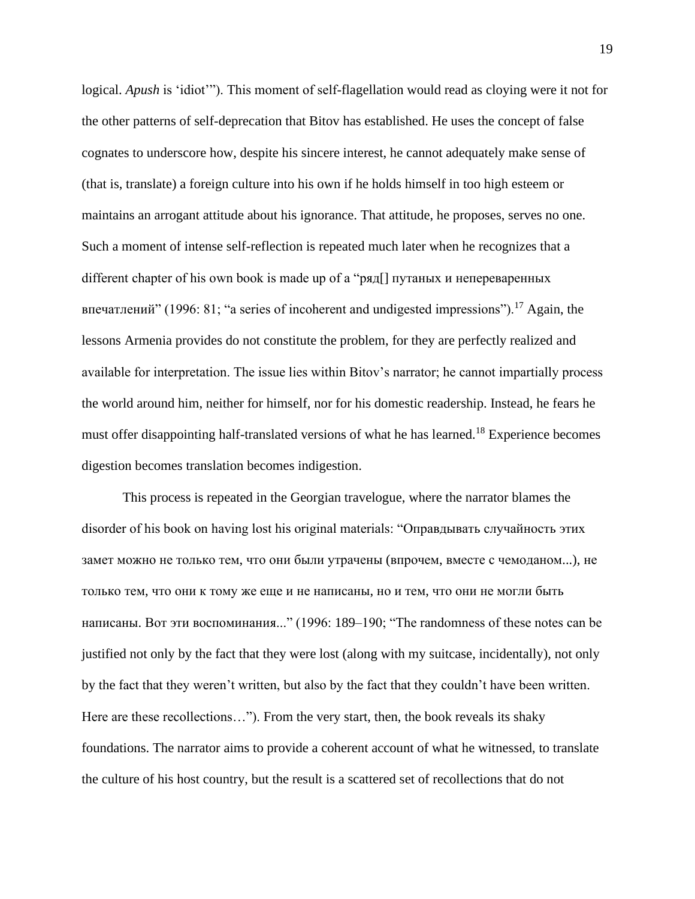logical. *Apush* is 'idiot'"). This moment of self-flagellation would read as cloying were it not for the other patterns of self-deprecation that Bitov has established. He uses the concept of false cognates to underscore how, despite his sincere interest, he cannot adequately make sense of (that is, translate) a foreign culture into his own if he holds himself in too high esteem or maintains an arrogant attitude about his ignorance. That attitude, he proposes, serves no one. Such a moment of intense self-reflection is repeated much later when he recognizes that a different chapter of his own book is made up of a "ряд[] путаных и непереваренных впечатлений" (1996: 81; "a series of incoherent and undigested impressions").[17] Again, the lessons Armenia provides do not constitute the problem, for they are perfectly realized and available for interpretation. The issue lies within Bitov's narrator; he cannot impartially process the world around him, neither for himself, nor for his domestic readership. Instead, he fears he must offer disappointing half-translated versions of what he has learned.[18] Experience becomes digestion becomes translation becomes indigestion.

This process is repeated in the Georgian travelogue, where the narrator blames the disorder of his book on having lost his original materials: "Оправдывать случайность этих замет можно не только тем, что они были утрачены (впрочем, вместе с чемоданом...), не только тем, что они к тому же еще и не написаны, но и тем, что они не могли быть написаны. Вот эти воспоминания..." (1996: 189–190; "The randomness of these notes can be justified not only by the fact that they were lost (along with my suitcase, incidentally), not only by the fact that they weren't written, but also by the fact that they couldn't have been written. Here are these recollections…"). From the very start, then, the book reveals its shaky foundations. The narrator aims to provide a coherent account of what he witnessed, to translate the culture of his host country, but the result is a scattered set of recollections that do not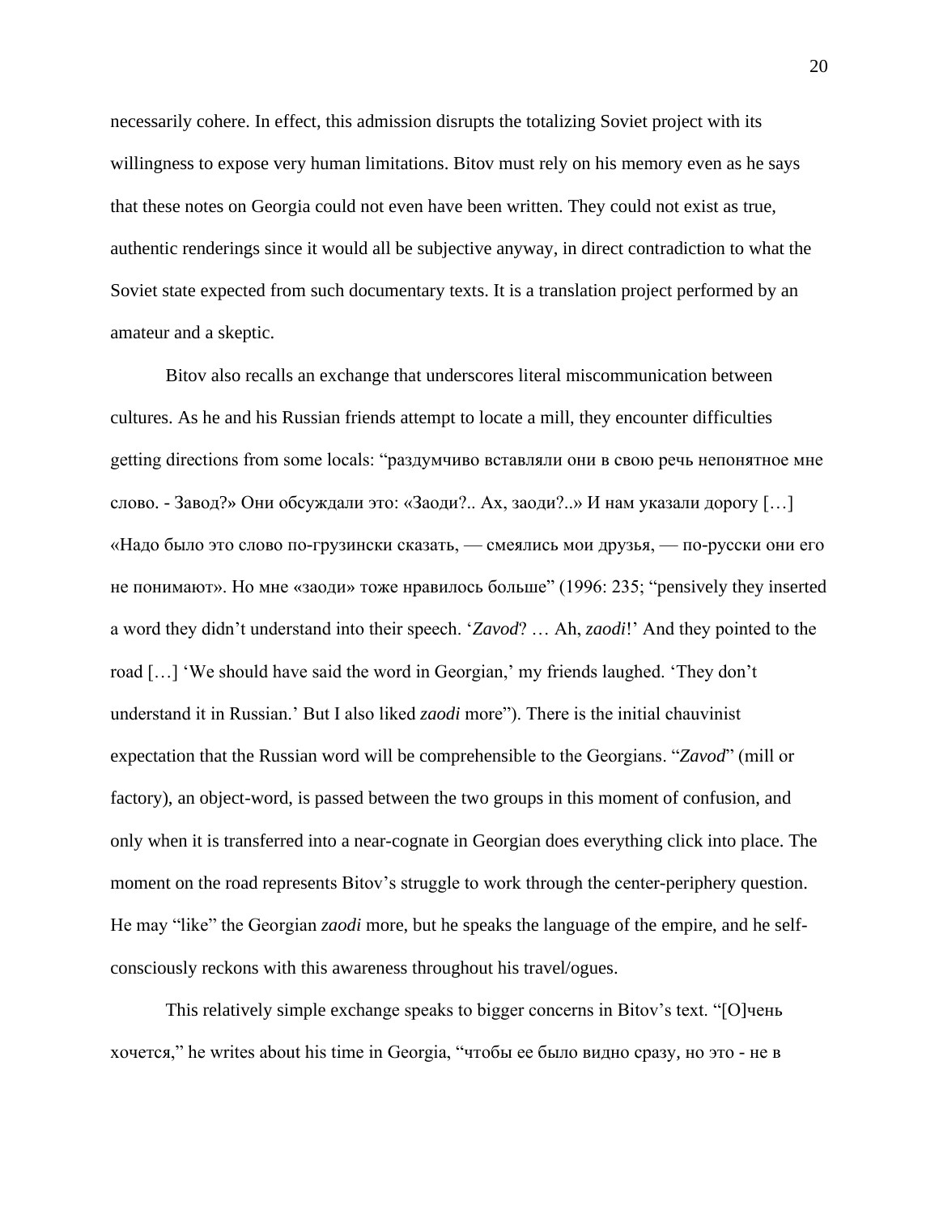necessarily cohere. In effect, this admission disrupts the totalizing Soviet project with its willingness to expose very human limitations. Bitov must rely on his memory even as he says that these notes on Georgia could not even have been written. They could not exist as true, authentic renderings since it would all be subjective anyway, in direct contradiction to what the Soviet state expected from such documentary texts. It is a translation project performed by an amateur and a skeptic.

Bitov also recalls an exchange that underscores literal miscommunication between cultures. As he and his Russian friends attempt to locate a mill, they encounter difficulties getting directions from some locals: "раздумчиво вставляли они в свою речь непонятное мне слово. - Завод?» Они обсуждали это: «Заоди?.. Ах, заоди?..» И нам указали дорогу […] «Надо было это слово по-грузински сказать, — смеялись мои друзья, — по-русски они его не понимают». Но мне «заоди» тоже нравилось больше" (1996: 235; "pensively they inserted a word they didn't understand into their speech. '*Zavod*? … Ah, *zaodi*!' And they pointed to the road […] 'We should have said the word in Georgian,' my friends laughed. 'They don't understand it in Russian.' But I also liked *zaodi* more"). There is the initial chauvinist expectation that the Russian word will be comprehensible to the Georgians. "*Zavod*" (mill or factory), an object-word, is passed between the two groups in this moment of confusion, and only when it is transferred into a near-cognate in Georgian does everything click into place. The moment on the road represents Bitov's struggle to work through the center-periphery question. He may "like" the Georgian *zaodi* more, but he speaks the language of the empire, and he self-consciously reckons with this awareness throughout his travel/ogues.

This relatively simple exchange speaks to bigger concerns in Bitov's text. "[О]чень хочется," he writes about his time in Georgia, "чтобы ее было видно сразу, но это - не в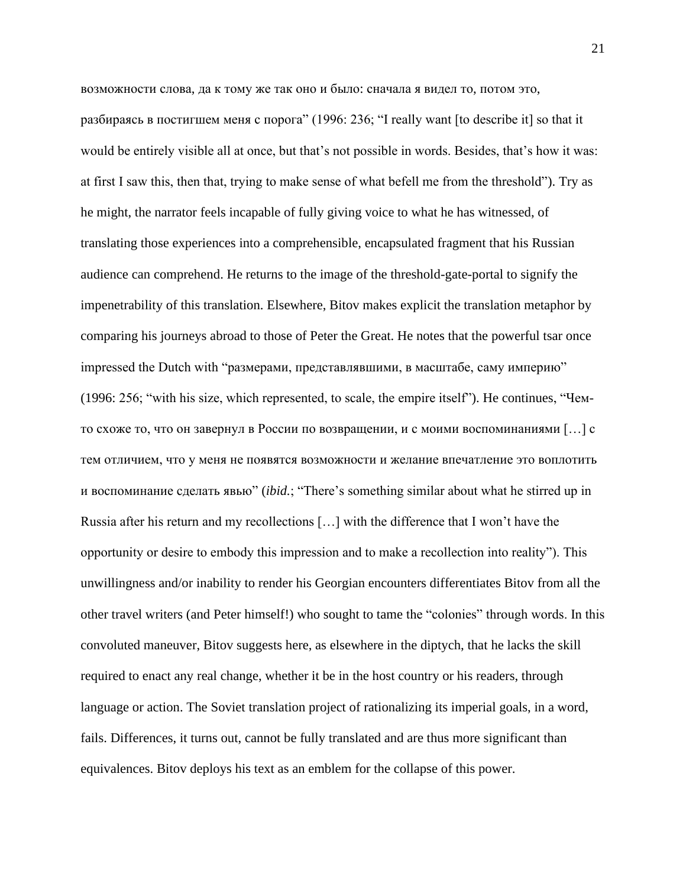возможности слова, да к тому же так оно и было: сначала я видел то, потом это, разбираясь в постигшем меня с порога" (1996: 236; "I really want [to describe it] so that it would be entirely visible all at once, but that's not possible in words. Besides, that's how it was: at first I saw this, then that, trying to make sense of what befell me from the threshold"). Try as he might, the narrator feels incapable of fully giving voice to what he has witnessed, of translating those experiences into a comprehensible, encapsulated fragment that his Russian audience can comprehend. He returns to the image of the threshold-gate-portal to signify the impenetrability of this translation. Elsewhere, Bitov makes explicit the translation metaphor by comparing his journeys abroad to those of Peter the Great. He notes that the powerful tsar once impressed the Dutch with "размерами, представлявшими, в масштабе, саму империю" (1996: 256; "with his size, which represented, to scale, the empire itself"). He continues, "Чем-то схоже то, что он завернул в России по возвращении, и с моими воспоминаниями […] с тем отличием, что у меня не появятся возможности и желание впечатление это воплотить и воспоминание сделать явью" (*ibid.*; "There's something similar about what he stirred up in Russia after his return and my recollections […] with the difference that I won't have the opportunity or desire to embody this impression and to make a recollection into reality"). This unwillingness and/or inability to render his Georgian encounters differentiates Bitov from all the other travel writers (and Peter himself!) who sought to tame the "colonies" through words. In this convoluted maneuver, Bitov suggests here, as elsewhere in the diptych, that he lacks the skill required to enact any real change, whether it be in the host country or his readers, through language or action. The Soviet translation project of rationalizing its imperial goals, in a word, fails. Differences, it turns out, cannot be fully translated and are thus more significant than equivalences. Bitov deploys his text as an emblem for the collapse of this power.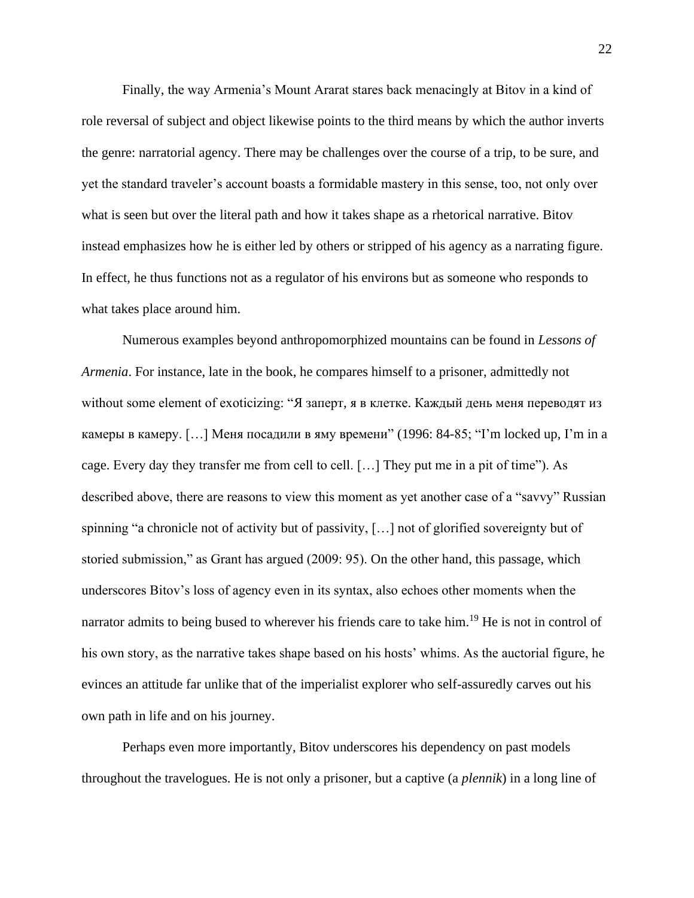Finally, the way Armenia's Mount Ararat stares back menacingly at Bitov in a kind of role reversal of subject and object likewise points to the third means by which the author inverts the genre: narratorial agency. There may be challenges over the course of a trip, to be sure, and yet the standard traveler's account boasts a formidable mastery in this sense, too, not only over what is seen but over the literal path and how it takes shape as a rhetorical narrative. Bitov instead emphasizes how he is either led by others or stripped of his agency as a narrating figure. In effect, he thus functions not as a regulator of his environs but as someone who responds to what takes place around him.

Numerous examples beyond anthropomorphized mountains can be found in *Lessons of Armenia*. For instance, late in the book, he compares himself to a prisoner, admittedly not without some element of exoticizing: "Я заперт, я в клетке. Каждый день меня переводят из камеры в камеру. […] Меня посадили в яму времени" (1996: 84-85; "I'm locked up, I'm in a cage. Every day they transfer me from cell to cell. […] They put me in a pit of time"). As described above, there are reasons to view this moment as yet another case of a "savvy" Russian spinning "a chronicle not of activity but of passivity, […] not of glorified sovereignty but of storied submission," as Grant has argued (2009: 95). On the other hand, this passage, which underscores Bitov's loss of agency even in its syntax, also echoes other moments when the narrator admits to being bused to wherever his friends care to take him.[19] He is not in control of his own story, as the narrative takes shape based on his hosts' whims. As the auctorial figure, he evinces an attitude far unlike that of the imperialist explorer who self-assuredly carves out his own path in life and on his journey.

Perhaps even more importantly, Bitov underscores his dependency on past models throughout the travelogues. He is not only a prisoner, but a captive (a *plennik*) in a long line of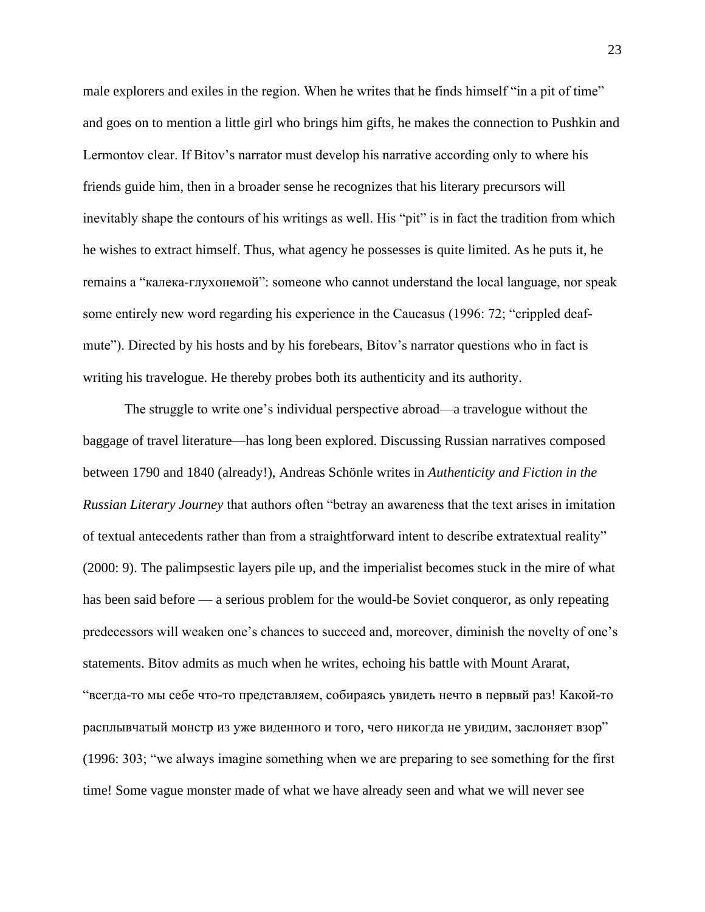male explorers and exiles in the region. When he writes that he finds himself "in a pit of time" and goes on to mention a little girl who brings him gifts, he makes the connection to Pushkin and Lermontov clear. If Bitov's narrator must develop his narrative according only to where his friends guide him, then in a broader sense he recognizes that his literary precursors will inevitably shape the contours of his writings as well. His "pit" is in fact the tradition from which he wishes to extract himself. Thus, what agency he possesses is quite limited. As he puts it, he remains a "калека-глухонемой": someone who cannot understand the local language, nor speak some entirely new word regarding his experience in the Caucasus (1996: 72; "crippled deaf-mute"). Directed by his hosts and by his forebears, Bitov's narrator questions who in fact is writing his travelogue. He thereby probes both its authenticity and its authority.

The struggle to write one's individual perspective abroad—a travelogue without the baggage of travel literature—has long been explored. Discussing Russian narratives composed between 1790 and 1840 (already!), Andreas Schönle writes in *Authenticity and Fiction in the Russian Literary Journey* that authors often "betray an awareness that the text arises in imitation of textual antecedents rather than from a straightforward intent to describe extratextual reality" (2000: 9). The palimpsestic layers pile up, and the imperialist becomes stuck in the mire of what has been said before — a serious problem for the would-be Soviet conqueror, as only repeating predecessors will weaken one's chances to succeed and, moreover, diminish the novelty of one's statements. Bitov admits as much when he writes, echoing his battle with Mount Ararat, "всегда-то мы себе что-то представляем, собираясь увидеть нечто в первый раз! Какой-то расплывчатый монстр из уже виденного и того, чего никогда не увидим, заслоняет взор" (1996: 303; "we always imagine something when we are preparing to see something for the first time! Some vague monster made of what we have already seen and what we will never see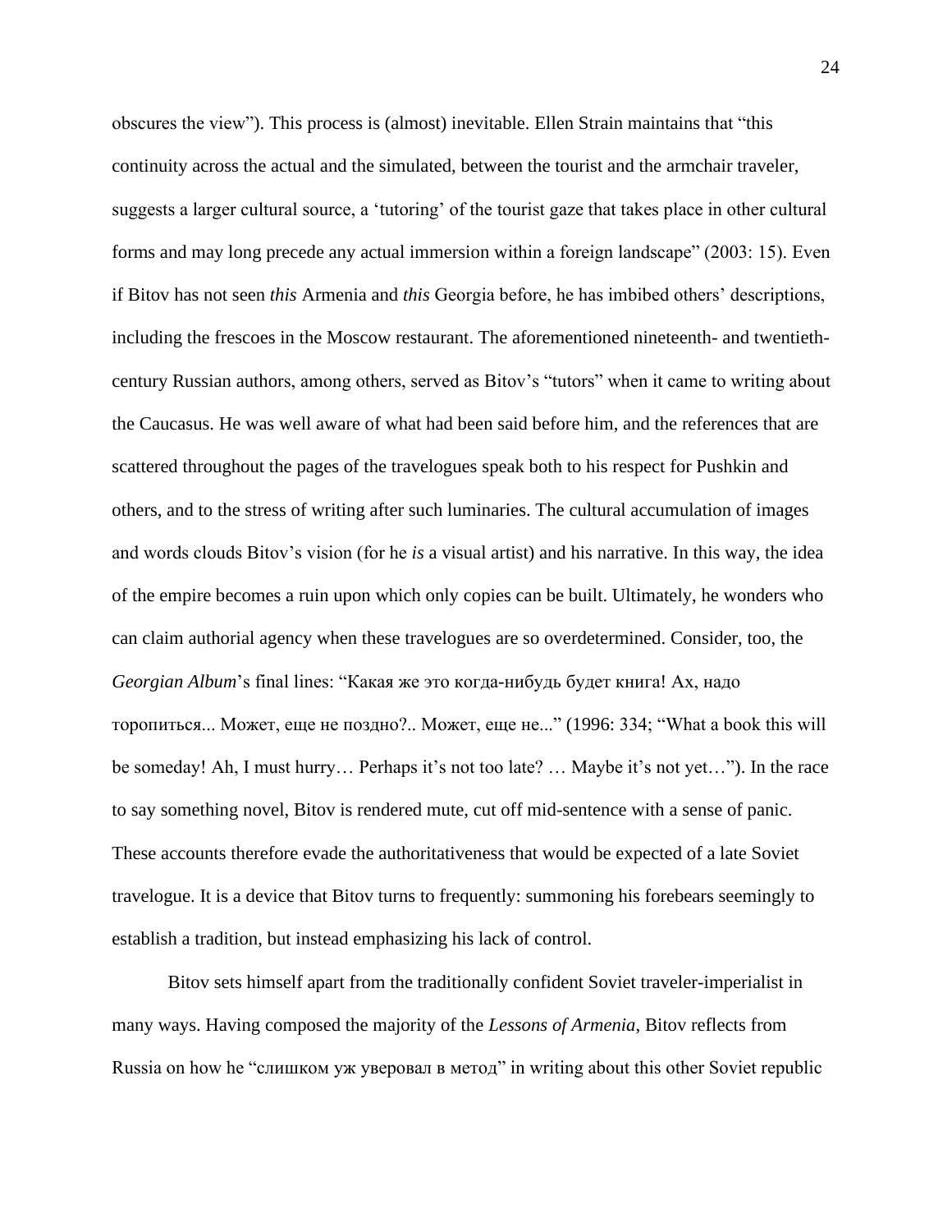obscures the view"). This process is (almost) inevitable. Ellen Strain maintains that "this continuity across the actual and the simulated, between the tourist and the armchair traveler, suggests a larger cultural source, a 'tutoring' of the tourist gaze that takes place in other cultural forms and may long precede any actual immersion within a foreign landscape" (2003: 15). Even if Bitov has not seen *this* Armenia and *this* Georgia before, he has imbibed others' descriptions, including the frescoes in the Moscow restaurant. The aforementioned nineteenth- and twentieth-century Russian authors, among others, served as Bitov's "tutors" when it came to writing about the Caucasus. He was well aware of what had been said before him, and the references that are scattered throughout the pages of the travelogues speak both to his respect for Pushkin and others, and to the stress of writing after such luminaries. The cultural accumulation of images and words clouds Bitov's vision (for he *is* a visual artist) and his narrative. In this way, the idea of the empire becomes a ruin upon which only copies can be built. Ultimately, he wonders who can claim authorial agency when these travelogues are so overdetermined. Consider, too, the *Georgian Album*'s final lines: "Какая же это когда-нибудь будет книга! Ах, надо торопиться... Может, еще не поздно?.. Может, еще не..." (1996: 334; "What a book this will be someday! Ah, I must hurry… Perhaps it's not too late? … Maybe it's not yet…"). In the race to say something novel, Bitov is rendered mute, cut off mid-sentence with a sense of panic. These accounts therefore evade the authoritativeness that would be expected of a late Soviet travelogue. It is a device that Bitov turns to frequently: summoning his forebears seemingly to establish a tradition, but instead emphasizing his lack of control.

Bitov sets himself apart from the traditionally confident Soviet traveler-imperialist in many ways. Having composed the majority of the *Lessons of Armenia*, Bitov reflects from Russia on how he "слишком уж уверовал в метод" in writing about this other Soviet republic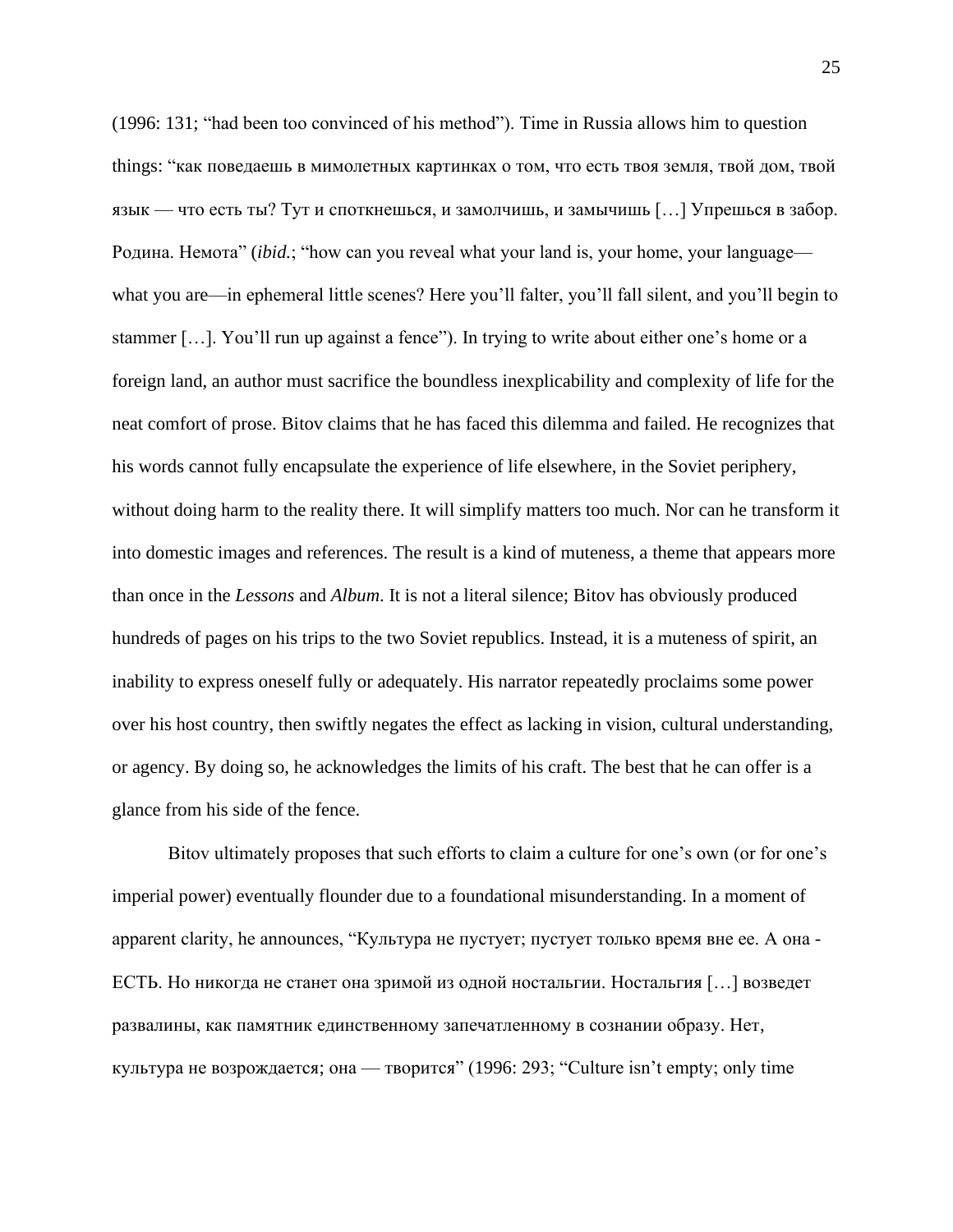(1996: 131; "had been too convinced of his method"). Time in Russia allows him to question things: "как поведаешь в мимолетных картинках о том, что есть твоя земля, твой дом, твой язык — что есть ты? Тут и споткнешься, и замолчишь, и замычишь […] Упрешься в забор. Родина. Немота" (*ibid.*; "how can you reveal what your land is, your home, your language—what you are—in ephemeral little scenes? Here you'll falter, you'll fall silent, and you'll begin to stammer […]. You'll run up against a fence"). In trying to write about either one's home or a foreign land, an author must sacrifice the boundless inexplicability and complexity of life for the neat comfort of prose. Bitov claims that he has faced this dilemma and failed. He recognizes that his words cannot fully encapsulate the experience of life elsewhere, in the Soviet periphery, without doing harm to the reality there. It will simplify matters too much. Nor can he transform it into domestic images and references. The result is a kind of muteness, a theme that appears more than once in the *Lessons* and *Album*. It is not a literal silence; Bitov has obviously produced hundreds of pages on his trips to the two Soviet republics. Instead, it is a muteness of spirit, an inability to express oneself fully or adequately. His narrator repeatedly proclaims some power over his host country, then swiftly negates the effect as lacking in vision, cultural understanding, or agency. By doing so, he acknowledges the limits of his craft. The best that he can offer is a glance from his side of the fence.

Bitov ultimately proposes that such efforts to claim a culture for one's own (or for one's imperial power) eventually flounder due to a foundational misunderstanding. In a moment of apparent clarity, he announces, "Культура не пустует; пустует только время вне ее. А она - ЕСТЬ. Но никогда не станет она зримой из одной ностальгии. Ностальгия […] возведет развалины, как памятник единственному запечатленному в сознании образу. Нет, культура не возрождается; она — творится" (1996: 293; "Culture isn't empty; only time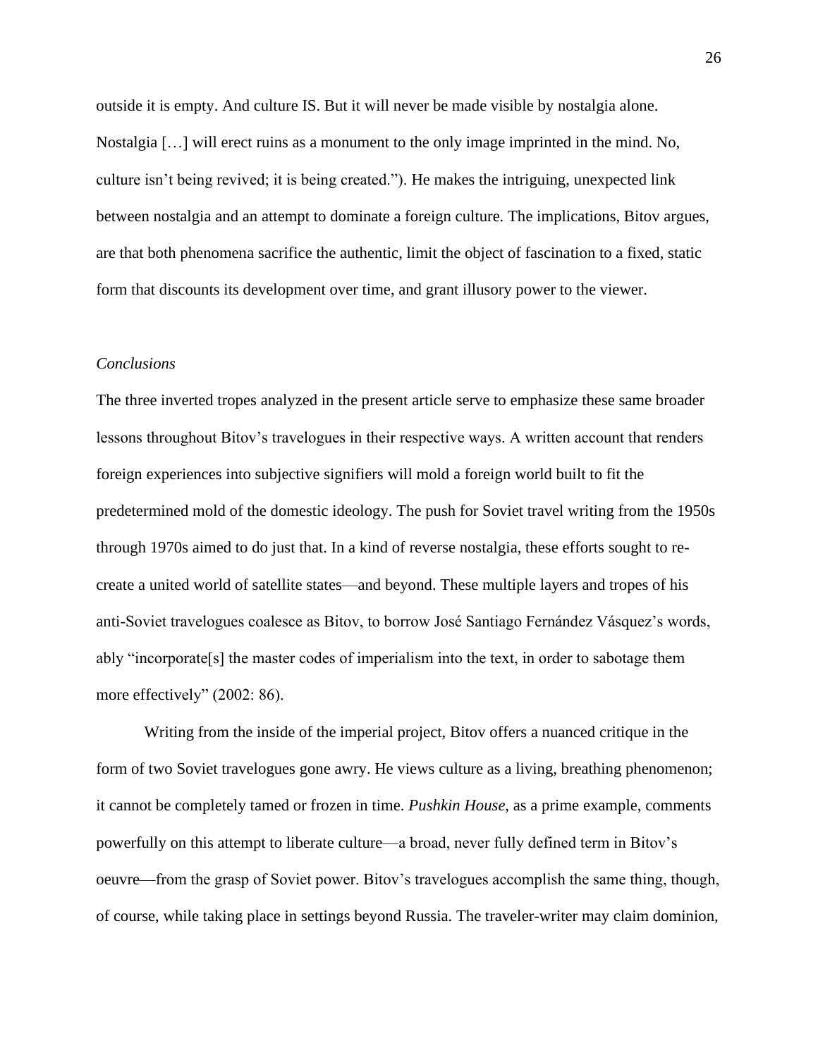outside it is empty. And culture IS. But it will never be made visible by nostalgia alone. Nostalgia […] will erect ruins as a monument to the only image imprinted in the mind. No, culture isn't being revived; it is being created."). He makes the intriguing, unexpected link between nostalgia and an attempt to dominate a foreign culture. The implications, Bitov argues, are that both phenomena sacrifice the authentic, limit the object of fascination to a fixed, static form that discounts its development over time, and grant illusory power to the viewer.

*Conclusions*

The three inverted tropes analyzed in the present article serve to emphasize these same broader lessons throughout Bitov's travelogues in their respective ways. A written account that renders foreign experiences into subjective signifiers will mold a foreign world built to fit the predetermined mold of the domestic ideology. The push for Soviet travel writing from the 1950s through 1970s aimed to do just that. In a kind of reverse nostalgia, these efforts sought to re-create a united world of satellite states—and beyond. These multiple layers and tropes of his anti-Soviet travelogues coalesce as Bitov, to borrow José Santiago Fernández Vásquez's words, ably "incorporate[s] the master codes of imperialism into the text, in order to sabotage them more effectively" (2002: 86).

Writing from the inside of the imperial project, Bitov offers a nuanced critique in the form of two Soviet travelogues gone awry. He views culture as a living, breathing phenomenon; it cannot be completely tamed or frozen in time. *Pushkin House*, as a prime example, comments powerfully on this attempt to liberate culture—a broad, never fully defined term in Bitov's oeuvre—from the grasp of Soviet power. Bitov's travelogues accomplish the same thing, though, of course, while taking place in settings beyond Russia. The traveler-writer may claim dominion,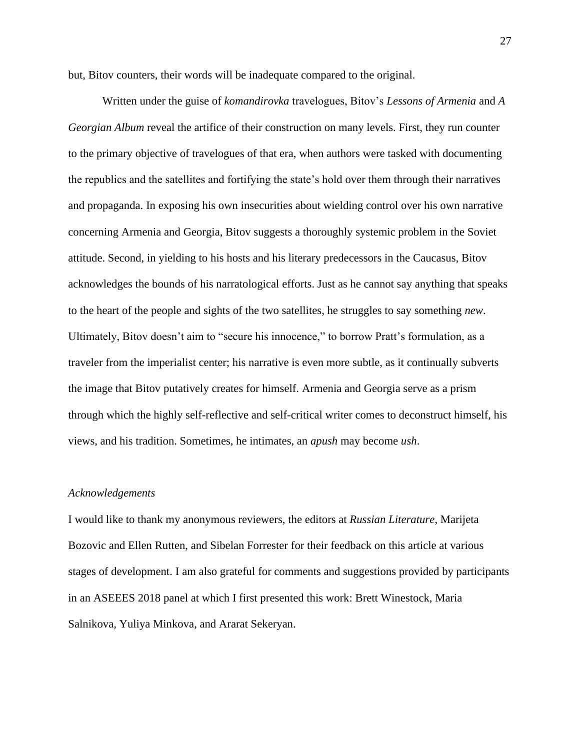but, Bitov counters, their words will be inadequate compared to the original.

Written under the guise of *komandirovka* travelogues, Bitov's *Lessons of Armenia* and *A Georgian Album* reveal the artifice of their construction on many levels. First, they run counter to the primary objective of travelogues of that era, when authors were tasked with documenting the republics and the satellites and fortifying the state's hold over them through their narratives and propaganda. In exposing his own insecurities about wielding control over his own narrative concerning Armenia and Georgia, Bitov suggests a thoroughly systemic problem in the Soviet attitude. Second, in yielding to his hosts and his literary predecessors in the Caucasus, Bitov acknowledges the bounds of his narratological efforts. Just as he cannot say anything that speaks to the heart of the people and sights of the two satellites, he struggles to say something *new*. Ultimately, Bitov doesn't aim to "secure his innocence," to borrow Pratt's formulation, as a traveler from the imperialist center; his narrative is even more subtle, as it continually subverts the image that Bitov putatively creates for himself. Armenia and Georgia serve as a prism through which the highly self-reflective and self-critical writer comes to deconstruct himself, his views, and his tradition. Sometimes, he intimates, an *apush* may become *ush*.

*Acknowledgements*

I would like to thank my anonymous reviewers, the editors at *Russian Literature*, Marijeta Bozovic and Ellen Rutten, and Sibelan Forrester for their feedback on this article at various stages of development. I am also grateful for comments and suggestions provided by participants in an ASEEES 2018 panel at which I first presented this work: Brett Winestock, Maria Salnikova, Yuliya Minkova, and Ararat Sekeryan.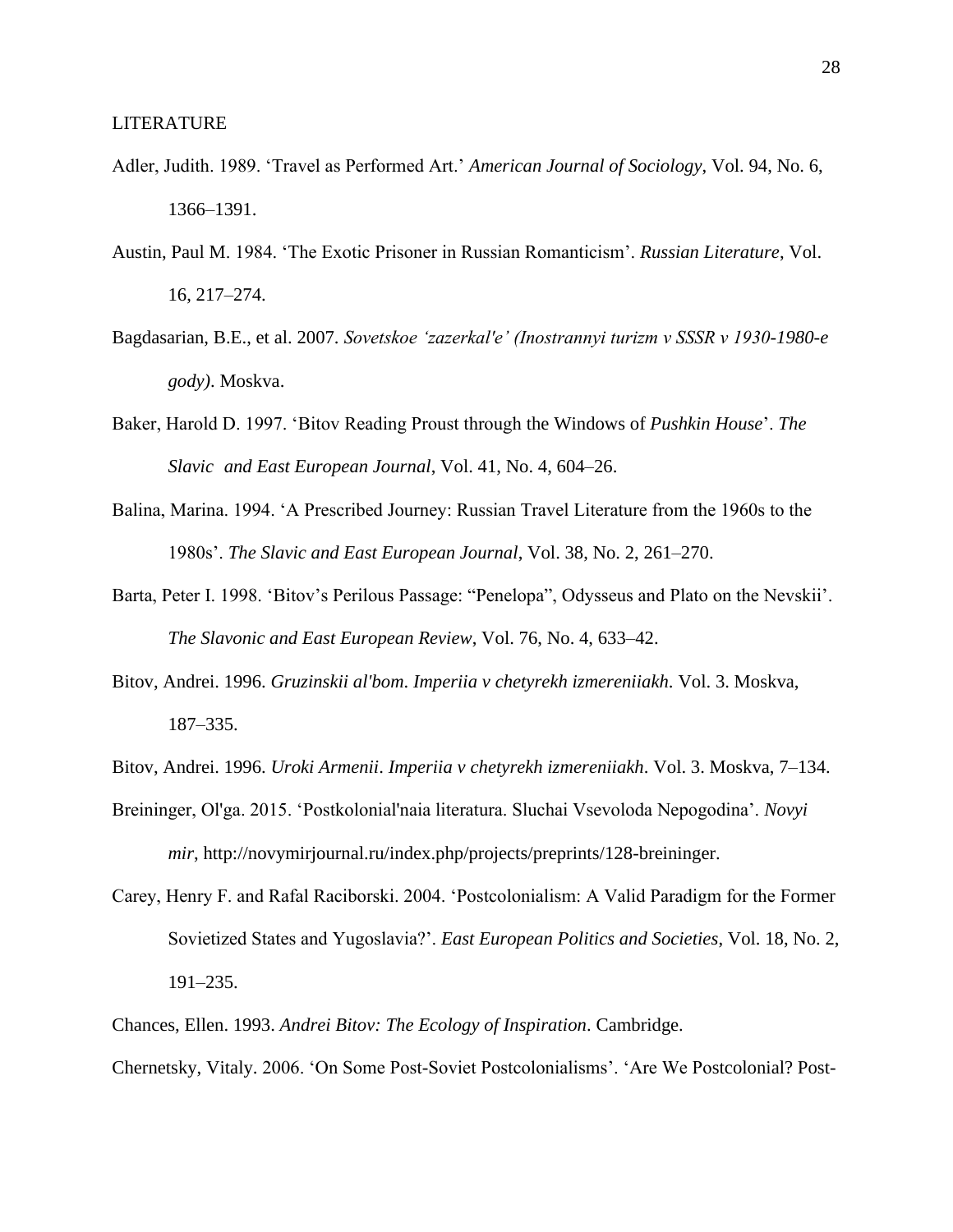LITERATURE

Adler, Judith. 1989. 'Travel as Performed Art.' *American Journal of Sociology*, Vol. 94, No. 6, 1366–1391.

Austin, Paul M. 1984. 'The Exotic Prisoner in Russian Romanticism'. *Russian Literature*, Vol. 16, 217–274.

Bagdasarian, B.E., et al. 2007. *Sovetskoe 'zazerkal'e' (Inostrannyi turizm v SSSR v 1930-1980-e gody)*. Moskva.

Baker, Harold D. 1997. 'Bitov Reading Proust through the Windows of *Pushkin House*'. *The Slavic and East European Journal*, Vol. 41, No. 4, 604–26.

Balina, Marina. 1994. 'A Prescribed Journey: Russian Travel Literature from the 1960s to the 1980s'. *The Slavic and East European Journal*, Vol. 38, No. 2, 261–270.

Barta, Peter I. 1998. 'Bitov's Perilous Passage: "Penelopa", Odysseus and Plato on the Nevskii'. *The Slavonic and East European Review*, Vol. 76, No. 4, 633–42.

Bitov, Andrei. 1996. *Gruzinskii al'bom*. *Imperiia v chetyrekh izmereniiakh*. Vol. 3. Moskva, 187–335.

Bitov, Andrei. 1996. *Uroki Armenii*. *Imperiia v chetyrekh izmereniiakh*. Vol. 3. Moskva, 7–134.

Breininger, Ol'ga. 2015. 'Postkolonial'naia literatura. Sluchai Vsevoloda Nepogodina'. *Novyi mir*, http://novymirjournal.ru/index.php/projects/preprints/128-breininger.

Carey, Henry F. and Rafal Raciborski. 2004. 'Postcolonialism: A Valid Paradigm for the Former Sovietized States and Yugoslavia?'. *East European Politics and Societies*, Vol. 18, No. 2, 191–235.

Chances, Ellen. 1993. *Andrei Bitov: The Ecology of Inspiration*. Cambridge.

Chernetsky, Vitaly. 2006. 'On Some Post-Soviet Postcolonialisms'. 'Are We Postcolonial? Post-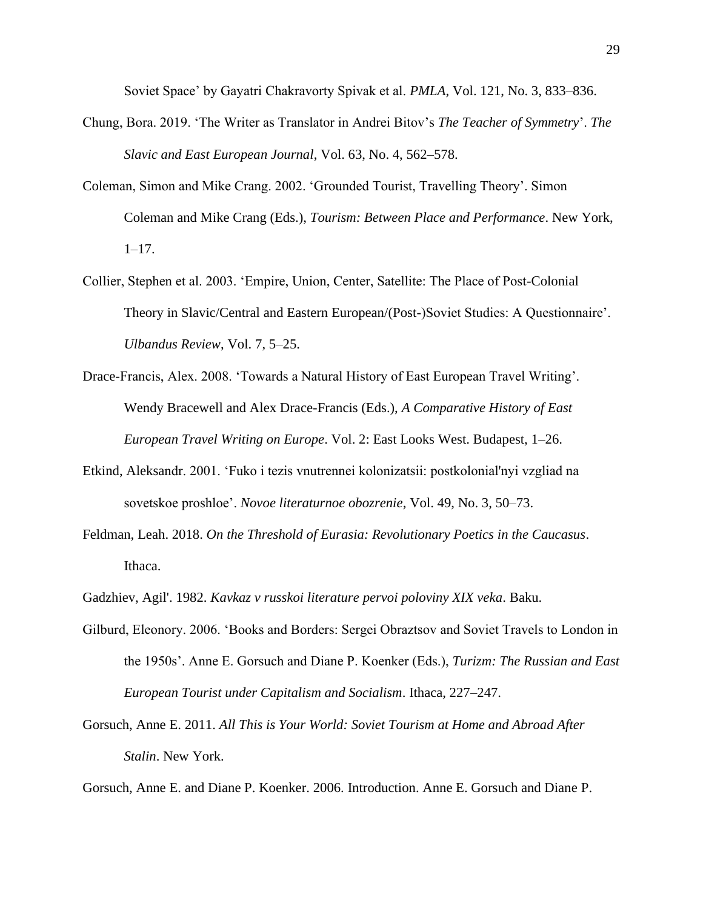Soviet Space' by Gayatri Chakravorty Spivak et al. *PMLA*, Vol. 121, No. 3, 833–836.

Chung, Bora. 2019. 'The Writer as Translator in Andrei Bitov's *The Teacher of Symmetry*'. *The Slavic and East European Journal*, Vol. 63, No. 4, 562–578.

Coleman, Simon and Mike Crang. 2002. 'Grounded Tourist, Travelling Theory'. Simon Coleman and Mike Crang (Eds.), *Tourism: Between Place and Performance*. New York, 1–17.

Collier, Stephen et al. 2003. 'Empire, Union, Center, Satellite: The Place of Post-Colonial Theory in Slavic/Central and Eastern European/(Post-)Soviet Studies: A Questionnaire'. *Ulbandus Review*, Vol. 7, 5–25.

Drace-Francis, Alex. 2008. 'Towards a Natural History of East European Travel Writing'. Wendy Bracewell and Alex Drace-Francis (Eds.), *A Comparative History of East European Travel Writing on Europe*. Vol. 2: East Looks West. Budapest, 1–26.

Etkind, Aleksandr. 2001. 'Fuko i tezis vnutrennei kolonizatsii: postkolonial'nyi vzgliad na sovetskoe proshloe'. *Novoe literaturnoe obozrenie*, Vol. 49, No. 3, 50–73.

Feldman, Leah. 2018. *On the Threshold of Eurasia: Revolutionary Poetics in the Caucasus*. Ithaca.

Gadzhiev, Agil'. 1982. *Kavkaz v russkoi literature pervoi poloviny XIX veka*. Baku.

Gilburd, Eleonory. 2006. 'Books and Borders: Sergei Obraztsov and Soviet Travels to London in the 1950s'. Anne E. Gorsuch and Diane P. Koenker (Eds.), *Turizm: The Russian and East European Tourist under Capitalism and Socialism*. Ithaca, 227–247.

Gorsuch, Anne E. 2011. *All This is Your World: Soviet Tourism at Home and Abroad After Stalin*. New York.

Gorsuch, Anne E. and Diane P. Koenker. 2006. Introduction. Anne E. Gorsuch and Diane P.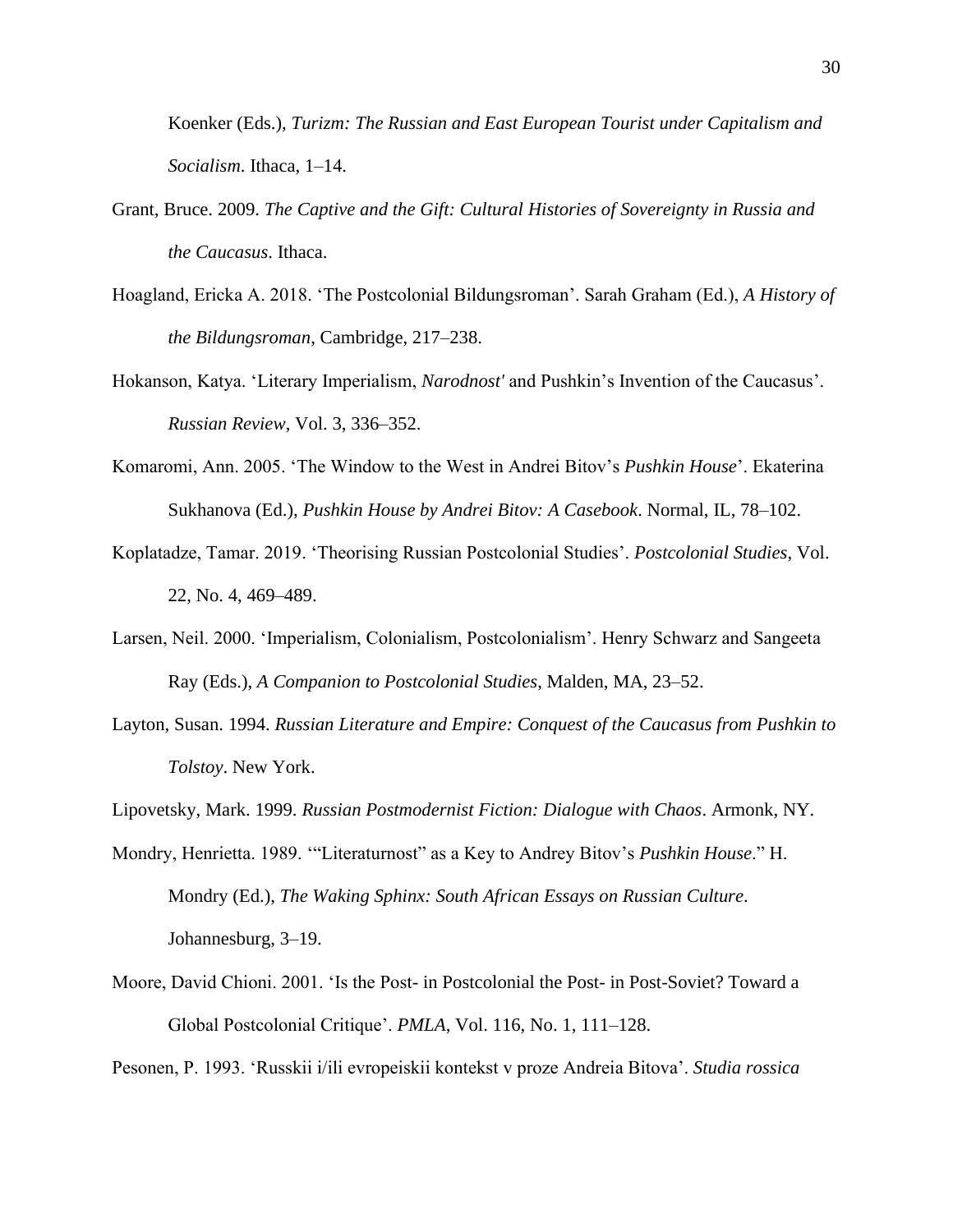Koenker (Eds.), *Turizm: The Russian and East European Tourist under Capitalism and Socialism*. Ithaca, 1–14.

Grant, Bruce. 2009. *The Captive and the Gift: Cultural Histories of Sovereignty in Russia and the Caucasus*. Ithaca.

Hoagland, Ericka A. 2018. 'The Postcolonial Bildungsroman'. Sarah Graham (Ed.), *A History of the Bildungsroman*, Cambridge, 217–238.

Hokanson, Katya. 'Literary Imperialism, *Narodnost'* and Pushkin's Invention of the Caucasus'. *Russian Review*, Vol. 3, 336–352.

Komaromi, Ann. 2005. 'The Window to the West in Andrei Bitov's *Pushkin House*'. Ekaterina Sukhanova (Ed.), *Pushkin House by Andrei Bitov: A Casebook*. Normal, IL, 78–102.

Koplatadze, Tamar. 2019. 'Theorising Russian Postcolonial Studies'. *Postcolonial Studies*, Vol. 22, No. 4, 469–489.

Larsen, Neil. 2000. 'Imperialism, Colonialism, Postcolonialism'. Henry Schwarz and Sangeeta Ray (Eds.), *A Companion to Postcolonial Studies*, Malden, MA, 23–52.

Layton, Susan. 1994. *Russian Literature and Empire: Conquest of the Caucasus from Pushkin to Tolstoy*. New York.

Lipovetsky, Mark. 1999. *Russian Postmodernist Fiction: Dialogue with Chaos*. Armonk, NY.

Mondry, Henrietta. 1989. '"Literaturnost" as a Key to Andrey Bitov's *Pushkin House*." H. Mondry (Ed.), *The Waking Sphinx: South African Essays on Russian Culture*. Johannesburg, 3–19.

Moore, David Chioni. 2001. 'Is the Post- in Postcolonial the Post- in Post-Soviet? Toward a Global Postcolonial Critique'. *PMLA*, Vol. 116, No. 1, 111–128.

Pesonen, P. 1993. 'Russkii i/ili evropeiskii kontekst v proze Andreia Bitova'. *Studia rossica*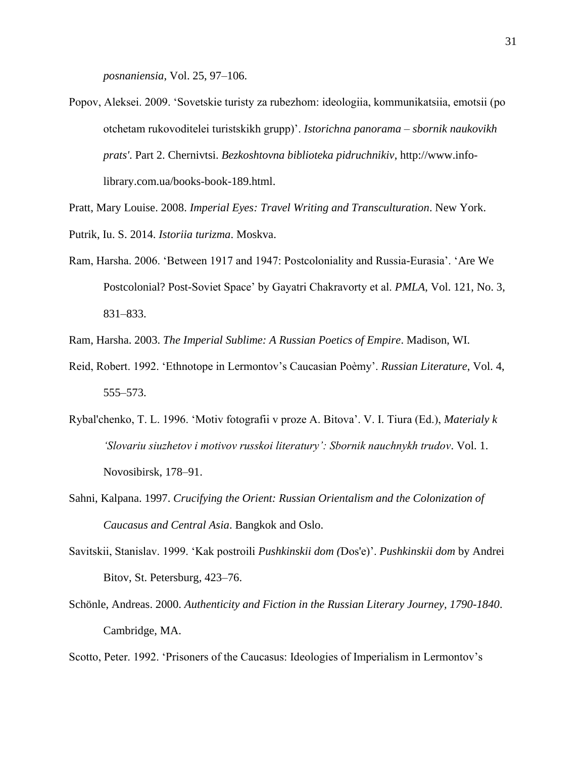*posnaniensia*, Vol. 25, 97–106.

Popov, Aleksei. 2009. 'Sovetskie turisty za rubezhom: ideologiia, kommunikatsiia, emotsii (po otchetam rukovoditelei turistskikh grupp)'. *Istorichna panorama – sbornik naukovikh prats'*. Part 2. Chernivtsi. *Bezkoshtovna biblioteka pidruchnikiv*, http://www.info-library.com.ua/books-book-189.html.

Pratt, Mary Louise. 2008. *Imperial Eyes: Travel Writing and Transculturation*. New York.

Putrik, Iu. S. 2014. *Istoriia turizma*. Moskva.

Ram, Harsha. 2006. 'Between 1917 and 1947: Postcoloniality and Russia-Eurasia'. 'Are We Postcolonial? Post-Soviet Space' by Gayatri Chakravorty et al. *PMLA*, Vol. 121, No. 3, 831–833.

Ram, Harsha. 2003. *The Imperial Sublime: A Russian Poetics of Empire*. Madison, WI.

Reid, Robert. 1992. 'Ethnotope in Lermontov's Caucasian Poèmy'. *Russian Literature*, Vol. 4, 555–573.

Rybal'chenko, T. L. 1996. 'Motiv fotografii v proze A. Bitova'. V. I. Tiura (Ed.), *Materialy k 'Slovariu siuzhetov i motivov russkoi literatury': Sbornik nauchnykh trudov*. Vol. 1. Novosibirsk, 178–91.

Sahni, Kalpana. 1997. *Crucifying the Orient: Russian Orientalism and the Colonization of Caucasus and Central Asia*. Bangkok and Oslo.

Savitskii, Stanislav. 1999. 'Kak postroili *Pushkinskii dom (*Dos'e)'. *Pushkinskii dom* by Andrei Bitov, St. Petersburg, 423–76.

Schönle, Andreas. 2000. *Authenticity and Fiction in the Russian Literary Journey, 1790-1840*. Cambridge, MA.

Scotto, Peter. 1992. 'Prisoners of the Caucasus: Ideologies of Imperialism in Lermontov's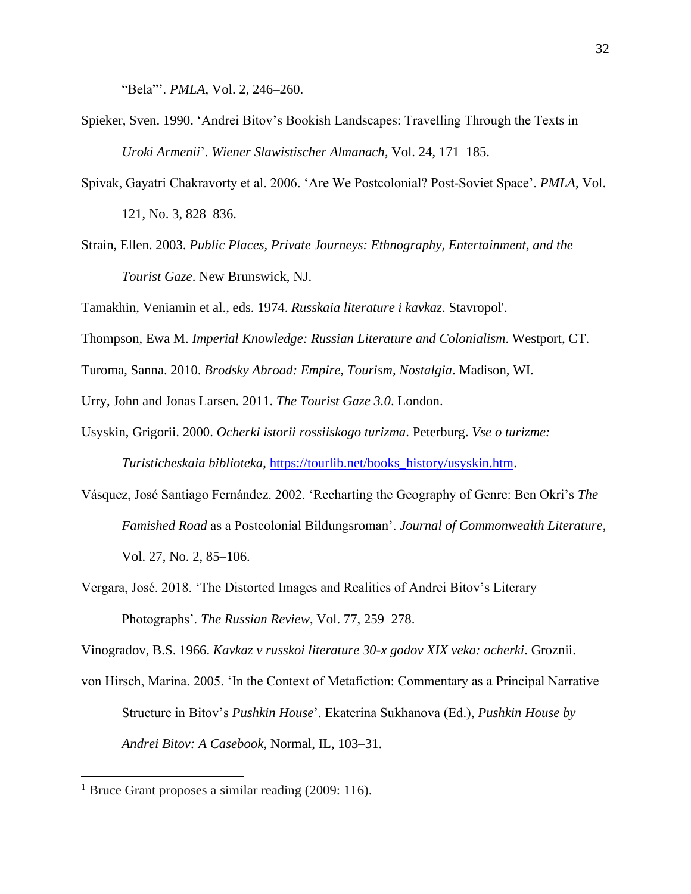"Bela"'. *PMLA*, Vol. 2, 246–260.

Spieker, Sven. 1990. 'Andrei Bitov's Bookish Landscapes: Travelling Through the Texts in *Uroki Armenii*'. *Wiener Slawistischer Almanach*, Vol. 24, 171–185.

Spivak, Gayatri Chakravorty et al. 2006. 'Are We Postcolonial? Post-Soviet Space'. *PMLA*, Vol. 121, No. 3, 828–836.

Strain, Ellen. 2003. *Public Places, Private Journeys: Ethnography, Entertainment, and the Tourist Gaze*. New Brunswick, NJ.

Tamakhin, Veniamin et al., eds. 1974. *Russkaia literature i kavkaz*. Stavropol'.

Thompson, Ewa M. *Imperial Knowledge: Russian Literature and Colonialism*. Westport, CT.

Turoma, Sanna. 2010. *Brodsky Abroad: Empire, Tourism, Nostalgia*. Madison, WI.

Urry, John and Jonas Larsen. 2011. *The Tourist Gaze 3.0*. London.

Usyskin, Grigorii. 2000. *Ocherki istorii rossiiskogo turizma*. Peterburg. *Vse o turizme: Turisticheskaia biblioteka*, https://tourlib.net/books_history/usyskin.htm.

Vásquez, José Santiago Fernández. 2002. 'Recharting the Geography of Genre: Ben Okri's *The Famished Road* as a Postcolonial Bildungsroman'. *Journal of Commonwealth Literature*, Vol. 27, No. 2, 85–106.

Vergara, José. 2018. 'The Distorted Images and Realities of Andrei Bitov's Literary Photographs'. *The Russian Review*, Vol. 77, 259–278.

Vinogradov, B.S. 1966. *Kavkaz v russkoi literature 30-x godov XIX veka: ocherki*. Groznii.

von Hirsch, Marina. 2005. 'In the Context of Metafiction: Commentary as a Principal Narrative Structure in Bitov's *Pushkin House*'. Ekaterina Sukhanova (Ed.), *Pushkin House by Andrei Bitov: A Casebook*, Normal, IL, 103–31.

---

[1] Bruce Grant proposes a similar reading (2009: 116).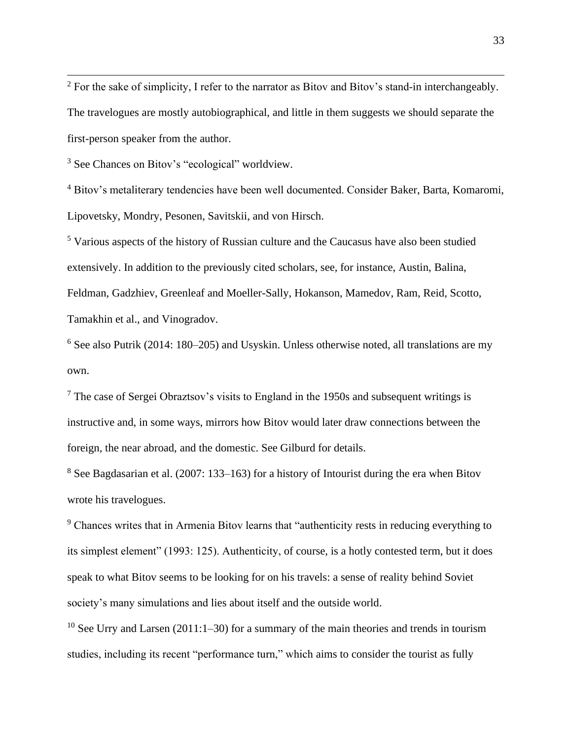[2] For the sake of simplicity, I refer to the narrator as Bitov and Bitov's stand-in interchangeably. The travelogues are mostly autobiographical, and little in them suggests we should separate the first-person speaker from the author.

[3] See Chances on Bitov's "ecological" worldview.

[4] Bitov's metaliterary tendencies have been well documented. Consider Baker, Barta, Komaromi, Lipovetsky, Mondry, Pesonen, Savitskii, and von Hirsch.

[5] Various aspects of the history of Russian culture and the Caucasus have also been studied extensively. In addition to the previously cited scholars, see, for instance, Austin, Balina, Feldman, Gadzhiev, Greenleaf and Moeller-Sally, Hokanson, Mamedov, Ram, Reid, Scotto, Tamakhin et al., and Vinogradov.

[6] See also Putrik (2014: 180–205) and Usyskin. Unless otherwise noted, all translations are my own.

[7] The case of Sergei Obraztsov's visits to England in the 1950s and subsequent writings is instructive and, in some ways, mirrors how Bitov would later draw connections between the foreign, the near abroad, and the domestic. See Gilburd for details.

[8] See Bagdasarian et al. (2007: 133–163) for a history of Intourist during the era when Bitov wrote his travelogues.

[9] Chances writes that in Armenia Bitov learns that "authenticity rests in reducing everything to its simplest element" (1993: 125). Authenticity, of course, is a hotly contested term, but it does speak to what Bitov seems to be looking for on his travels: a sense of reality behind Soviet society's many simulations and lies about itself and the outside world.

[10] See Urry and Larsen (2011:1–30) for a summary of the main theories and trends in tourism studies, including its recent "performance turn," which aims to consider the tourist as fully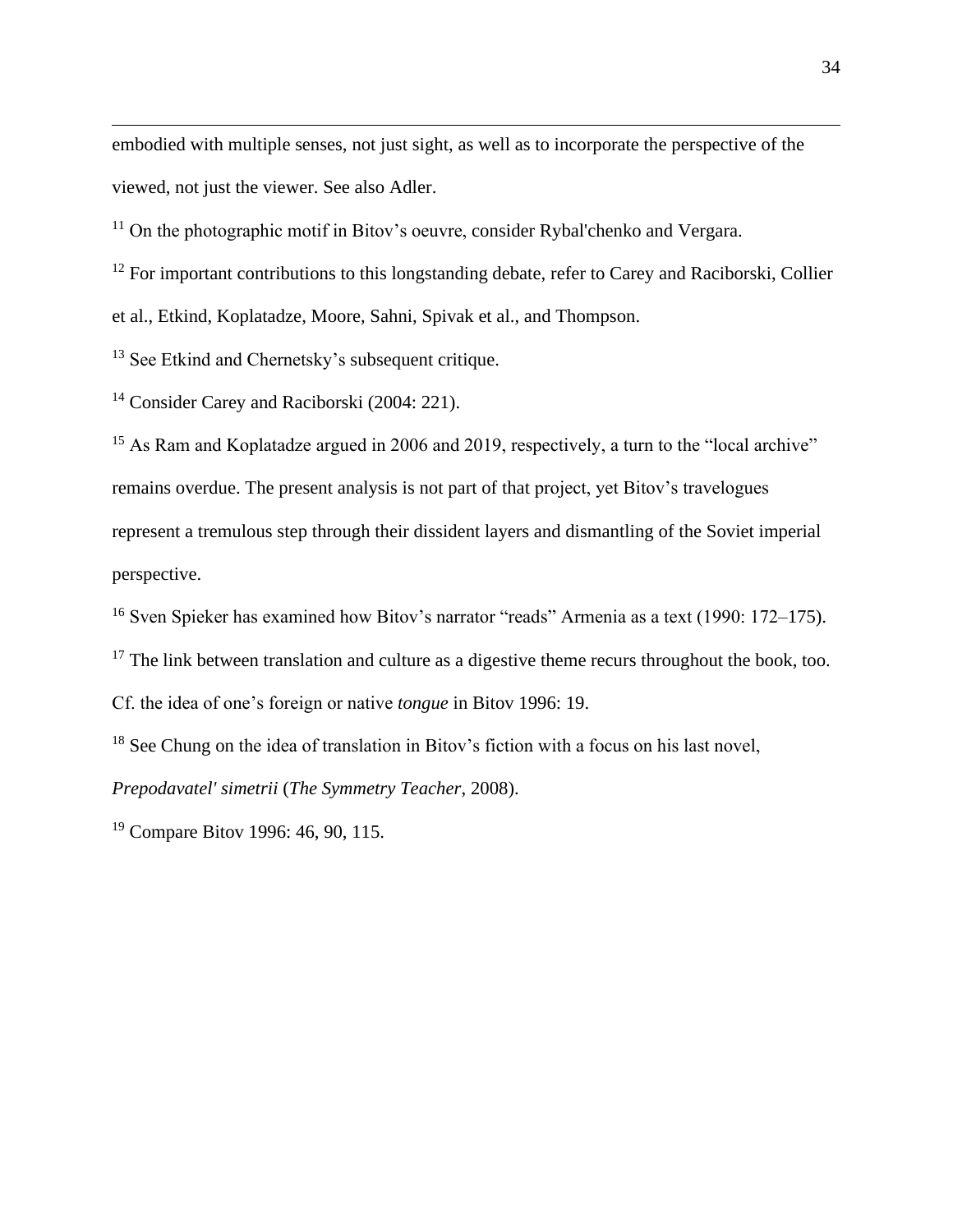embodied with multiple senses, not just sight, as well as to incorporate the perspective of the viewed, not just the viewer. See also Adler.

[11] On the photographic motif in Bitov's oeuvre, consider Rybal'chenko and Vergara.

[12] For important contributions to this longstanding debate, refer to Carey and Raciborski, Collier et al., Etkind, Koplatadze, Moore, Sahni, Spivak et al., and Thompson.

[13] See Etkind and Chernetsky's subsequent critique.

[14] Consider Carey and Raciborski (2004: 221).

[15] As Ram and Koplatadze argued in 2006 and 2019, respectively, a turn to the "local archive" remains overdue. The present analysis is not part of that project, yet Bitov's travelogues represent a tremulous step through their dissident layers and dismantling of the Soviet imperial perspective.

[16] Sven Spieker has examined how Bitov's narrator "reads" Armenia as a text (1990: 172–175).

[17] The link between translation and culture as a digestive theme recurs throughout the book, too. Cf. the idea of one's foreign or native *tongue* in Bitov 1996: 19.

[18] See Chung on the idea of translation in Bitov's fiction with a focus on his last novel, *Prepodavatel' simetrii* (*The Symmetry Teacher*, 2008).

[19] Compare Bitov 1996: 46, 90, 115.